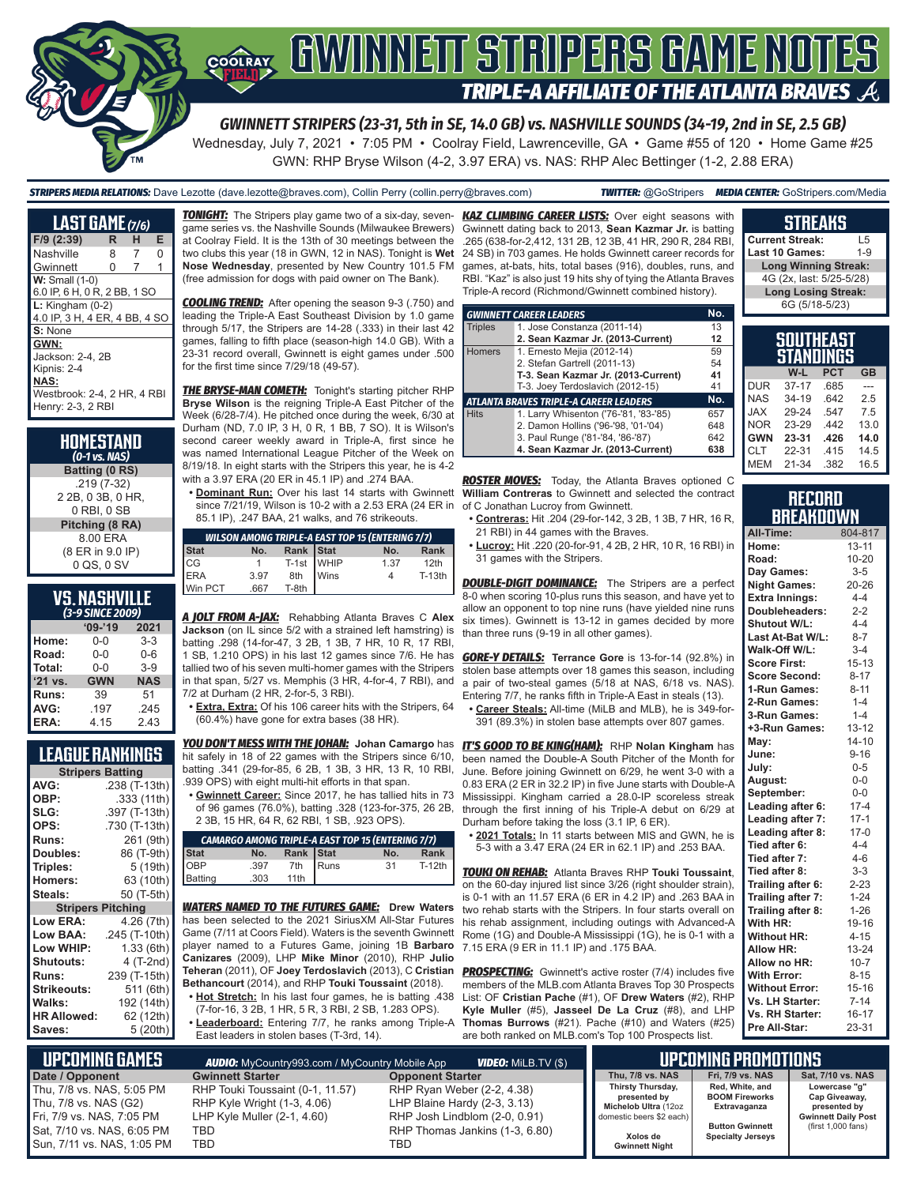# GWINNETT STRIPERS GAME NOTES

## TRIPLE-A AFFILIATE OF THE ATLANTA BRAVES

### GWINNETT STRIPERS (23-31, 5th in SE, 14.0 GB) vs. NASHVILLE SOUNDS (34-19, 2nd in SE, 2.5 GB)

Wednesday, July 7, 2021 • 7:05 PM • Coolray Field, Lawrenceville, GA • Game #55 of 120 • Home Game #25

GWN: RHP Bryse Wilson (4-2, 3.97 ERA) vs. NAS: RHP Alec Bettinger (1-2, 2.88 ERA)

**STRIPERS MEDIA RELATIONS:** Dave Lezotte (dave.lezotte@braves.com), Collin Perry (collin.perry@braves.com) **TWITTER:** @GoStripers **MEDIA CENTER:** GoStripers.com/Media

## LAST GAME (7/6)

| F/9 (2:39) | R | H | E |
|---|---|---|---|
| Nashville | 8 | 7 | 0 |
| Gwinnett | 0 | 7 | 1 |

**W:** Small (1-0)
6.0 IP, 6 H, 0 R, 2 BB, 1 SO

**L:** Kingham (0-2)
4.0 IP, 3 H, 4 ER, 4 BB, 4 SO

**S:** None

**GWN:**
Jackson: 2-4, 2B
Kipnis: 2-4

**NAS:**
Westbrook: 2-4, 2 HR, 4 RBI
Henry: 2-3, 2 RBI

## HOMESTAND
*(0-1 vs. NAS)*

**Batting (0 RS)**
.219 (7-32)
2 2B, 0 3B, 0 HR,
0 RBI, 0 SB

**Pitching (8 RA)**
8.00 ERA
(8 ER in 9.0 IP)
0 QS, 0 SV

## VS. NASHVILLE
*(3-9 SINCE 2009)*

| | '09-'19 | 2021 |
|---|---|---|
| Home: | 0-0 | 3-3 |
| Road: | 0-0 | 0-6 |
| Total: | 0-0 | 3-9 |
| '21 vs. | GWN | NAS |
| Runs: | 39 | 51 |
| AVG: | .197 | .245 |
| ERA: | 4.15 | 2.43 |

## LEAGUE RANKINGS

| Stripers Batting | |
|---|---|
| AVG: | .238 (T-13th) |
| OBP: | .333 (11th) |
| SLG: | .397 (T-13th) |
| OPS: | .730 (T-13th) |
| Runs: | 261 (9th) |
| Doubles: | 86 (T-9th) |
| Triples: | 5 (19th) |
| Homers: | 63 (10th) |
| Steals: | 50 (T-5th) |
| **Stripers Pitching** | |
| Low ERA: | 4.26 (7th) |
| Low BAA: | .245 (T-10th) |
| Low WHIP: | 1.33 (6th) |
| Shutouts: | 4 (T-2nd) |
| Runs: | 239 (T-15th) |
| Strikeouts: | 511 (6th) |
| Walks: | 192 (14th) |
| HR Allowed: | 62 (12th) |
| Saves: | 5 (20th) |

***TONIGHT:*** The Stripers play game two of a six-day, seven-game series vs. the Nashville Sounds (Milwaukee Brewers) at Coolray Field. It is the 13th of 30 meetings between the two clubs this year (18 in GWN, 12 in NAS). Tonight is **Wet Nose Wednesday**, presented by New Country 101.5 FM (free admission for dogs with paid owner on The Bank).

***COOLING TREND:*** After opening the season 9-3 (.750) and leading the Triple-A East Southeast Division by 1.0 game through 5/17, the Stripers are 14-28 (.333) in their last 42 games, falling to fifth place (season-high 14.0 GB). With a 23-31 record overall, Gwinnett is eight games under .500 for the first time since 7/29/18 (49-57).

***THE BRYSE-MAN COMETH:*** Tonight's starting pitcher RHP **Bryse Wilson** is the reigning Triple-A East Pitcher of the Week (6/28-7/4). He pitched once during the week, 6/30 at Durham (ND, 7.0 IP, 3 H, 0 R, 1 BB, 7 SO). It is Wilson's second career weekly award in Triple-A, first since he was named International League Pitcher of the Week on 8/19/18. In eight starts with the Stripers this year, he is 4-2 with a 3.97 ERA (20 ER in 45.1 IP) and .274 BAA.

- **Dominant Run:** Over his last 14 starts with Gwinnett since 7/21/19, Wilson is 10-2 with a 2.53 ERA (24 ER in 85.1 IP), .247 BAA, 21 walks, and 76 strikeouts.

| WILSON AMONG TRIPLE-A EAST TOP 15 (ENTERING 7/7) | | | | | |
|---|---|---|---|---|---|
| Stat | No. | Rank | Stat | No. | Rank |
| CG | 1 | T-1st | WHIP | 1.37 | 12th |
| ERA | 3.97 | 8th | Wins | 4 | T-13th |
| Win PCT | .667 | T-8th | | | |

***A JOLT FROM A-JAX:*** Rehabbing Atlanta Braves C **Alex Jackson** (on IL since 5/2 with a strained left hamstring) is batting .298 (14-for-47, 3 2B, 1 3B, 7 HR, 17 RBI, 1 SB, 1.210 OPS) in his last 12 games since 7/6. He has tallied two of his seven multi-homer games with the Stripers in that span, 5/27 vs. Memphis (3 HR, 4-for-4, 7 RBI), and 7/2 at Durham (2 HR, 2-for-5, 3 RBI).

- **Extra, Extra:** Of his 106 career hits with the Stripers, 64 (60.4%) have gone for extra bases (38 HR).

***YOU DON'T MESS WITH THE JOHAN:*** **Johan Camargo** has hit safely in 18 of 22 games with the Stripers since 6/10, batting .341 (29-for-85, 6 2B, 1 3B, 3 HR, 13 R, 10 RBI, .939 OPS) with eight multi-hit efforts in that span.

- **Gwinnett Career:** Since 2017, he has tallied hits in 73 of 96 games (76.0%), batting .328 (123-for-375, 26 2B, 2 3B, 15 HR, 64 R, 62 RBI, 1 SB, .923 OPS).

| CAMARGO AMONG TRIPLE-A EAST TOP 15 (ENTERING 7/7) | | | | | |
|---|---|---|---|---|---|
| Stat | No. | Rank | Stat | No. | Rank |
| OBP | .397 | 7th | Runs | 31 | T-12th |
| Batting | .303 | 11th | | | |

***WATERS NAMED TO THE FUTURES GAME:*** **Drew Waters** has been selected to the 2021 SiriusXM All-Star Futures Game (7/11 at Coors Field). Waters is the seventh Gwinnett player named to a Futures Game, joining 1B **Barbaro Canizares** (2009), LHP **Mike Minor** (2010), RHP **Julio Teheran** (2011), OF **Joey Terdoslavich** (2013), C **Cristian Bethancourt** (2014), and RHP **Touki Toussaint** (2018).

- **Hot Stretch:** In his last four games, he is batting .438 (7-for-16, 3 2B, 1 HR, 5 R, 3 RBI, 2 SB, 1.283 OPS).
- **Leaderboard:** Entering 7/7, he ranks among Triple-A East leaders in stolen bases (T-3rd, 14).

***KAZ CLIMBING CAREER LISTS:*** Over eight seasons with Gwinnett dating back to 2013, **Sean Kazmar Jr.** is batting .265 (638-for-2,412, 131 2B, 12 3B, 41 HR, 290 R, 284 RBI, 24 SB) in 703 games. He holds Gwinnett career records for games, at-bats, hits, total bases (916), doubles, runs, and RBI. "Kaz" is also just 19 hits shy of tying the Atlanta Braves Triple-A record (Richmond/Gwinnett combined history).

| GWINNETT CAREER LEADERS | | No. |
|---|---|---|
| Triples | 1. Jose Constanza (2011-14) | 13 |
| | **2. Sean Kazmar Jr. (2013-Current)** | **12** |
| Homers | 1. Ernesto Mejia (2012-14) | 59 |
| | 2. Stefan Gartrell (2011-13) | 54 |
| | **T-3. Sean Kazmar Jr. (2013-Current)** | **41** |
| | T-3. Joey Terdoslavich (2012-15) | 41 |
| **ATLANTA BRAVES TRIPLE-A CAREER LEADERS** | | **No.** |
| Hits | 1. Larry Whisenton ('76-'81, '83-'85) | 657 |
| | 2. Damon Hollins ('96-'98, '01-'04) | 648 |
| | 3. Paul Runge ('81-'84, '86-'87) | 642 |
| | **4. Sean Kazmar Jr. (2013-Current)** | **638** |

***ROSTER MOVES:*** Today, the Atlanta Braves optioned C **William Contreras** to Gwinnett and selected the contract of C Jonathan Lucroy from Gwinnett.

- **Contreras:** Hit .204 (29-for-142, 3 2B, 1 3B, 7 HR, 16 R, 21 RBI) in 44 games with the Braves.
- **Lucroy:** Hit .220 (20-for-91, 4 2B, 2 HR, 10 R, 16 RBI) in 31 games with the Stripers.

***DOUBLE-DIGIT DOMINANCE:*** The Stripers are a perfect 8-0 when scoring 10-plus runs this season, and have yet to allow an opponent to top nine runs (have yielded nine runs six times). Gwinnett is 13-12 in games decided by more than three runs (9-19 in all other games).

***GORE-Y DETAILS:*** **Terrance Gore** is 13-for-14 (92.8%) in stolen base attempts over 18 games this season, including a pair of two-steal games (5/18 at NAS, 6/18 vs. NAS). Entering 7/7, he ranks fifth in Triple-A East in steals (13).

- **Career Steals:** All-time (MiLB and MLB), he is 349-for-391 (89.3%) in stolen base attempts over 807 games.

***IT'S GOOD TO BE KING(HAM):*** RHP **Nolan Kingham** has been named the Double-A South Pitcher of the Month for June. Before joining Gwinnett on 6/29, he went 3-0 with a 0.83 ERA (2 ER in 32.2 IP) in five June starts with Double-A Mississippi. Kingham carried a 28.0-IP scoreless streak through the first inning of his Triple-A debut on 6/29 at Durham before taking the loss (3.1 IP, 6 ER).

- **2021 Totals:** In 11 starts between MIS and GWN, he is 5-3 with a 3.47 ERA (24 ER in 62.1 IP) and .253 BAA.

***TOUKI ON REHAB:*** Atlanta Braves RHP **Touki Toussaint**, on the 60-day injured list since 3/26 (right shoulder strain), is 0-1 with an 11.57 ERA (6 ER in 4.2 IP) and .263 BAA in two rehab starts with the Stripers. In four starts overall on his rehab assignment, including outings with Advanced-A Rome (1G) and Double-A Mississippi (1G), he is 0-1 with a 7.15 ERA (9 ER in 11.1 IP) and .175 BAA.

***PROSPECTING:*** Gwinnett's active roster (7/4) includes five members of the MLB.com Atlanta Braves Top 30 Prospects List: OF **Cristian Pache** (#1), OF **Drew Waters** (#2), RHP **Kyle Muller** (#5), **Jasseel De La Cruz** (#8), and LHP **Thomas Burrows** (#21). Pache (#10) and Waters (#25) are both ranked on MLB.com's Top 100 Prospects list.

## STREAKS

| | |
|---|---|
| Current Streak: | L5 |
| Last 10 Games: | 1-9 |
| **Long Winning Streak:** | |
| 4G (2x, last: 5/25-5/28) | |
| **Long Losing Streak:** | |
| 6G (5/18-5/23) | |

## SOUTHEAST STANDINGS

| | W-L | PCT | GB |
|---|---|---|---|
| DUR | 37-17 | .685 | --- |
| NAS | 34-19 | .642 | 2.5 |
| JAX | 29-24 | .547 | 7.5 |
| NOR | 23-29 | .442 | 13.0 |
| **GWN** | **23-31** | **.426** | **14.0** |
| CLT | 22-31 | .415 | 14.5 |
| MEM | 21-34 | .382 | 16.5 |

## RECORD BREAKDOWN

| | |
|---|---|
| All-Time: | 804-817 |
| Home: | 13-11 |
| Road: | 10-20 |
| Day Games: | 3-5 |
| Night Games: | 20-26 |
| Extra Innings: | 4-4 |
| Doubleheaders: | 2-2 |
| Shutout W/L: | 4-4 |
| Last At-Bat W/L: | 8-7 |
| Walk-Off W/L: | 3-4 |
| Score First: | 15-13 |
| Score Second: | 8-17 |
| 1-Run Games: | 8-11 |
| 2-Run Games: | 1-4 |
| 3-Run Games: | 1-4 |
| +3-Run Games: | 13-12 |
| May: | 14-10 |
| June: | 9-16 |
| July: | 0-5 |
| August: | 0-0 |
| September: | 0-0 |
| Leading after 6: | 17-4 |
| Leading after 7: | 17-1 |
| Leading after 8: | 17-0 |
| Tied after 6: | 4-4 |
| Tied after 7: | 4-6 |
| Tied after 8: | 3-3 |
| Trailing after 6: | 2-23 |
| Trailing after 7: | 1-24 |
| Trailing after 8: | 1-26 |
| With HR: | 19-16 |
| Without HR: | 4-15 |
| Allow HR: | 13-24 |
| Allow no HR: | 10-7 |
| With Error: | 8-15 |
| Without Error: | 15-16 |
| Vs. LH Starter: | 7-14 |
| Vs. RH Starter: | 16-17 |
| Pre All-Star: | 23-31 |

## UPCOMING GAMES

**AUDIO:** MyCountry993.com / MyCountry Mobile App **VIDEO:** MiLB.TV ($)

| Date / Opponent | Gwinnett Starter | Opponent Starter |
|---|---|---|
| Thu, 7/8 vs. NAS, 5:05 PM | RHP Touki Toussaint (0-1, 11.57) | RHP Ryan Weber (2-2, 4.38) |
| Thu, 7/8 vs. NAS (G2) | RHP Kyle Wright (1-3, 4.06) | LHP Blaine Hardy (2-3, 3.13) |
| Fri, 7/9 vs. NAS, 7:05 PM | LHP Kyle Muller (2-1, 4.60) | RHP Josh Lindblom (2-0, 0.91) |
| Sat, 7/10 vs. NAS, 6:05 PM | TBD | RHP Thomas Jankins (1-3, 6.80) |
| Sun, 7/11 vs. NAS, 1:05 PM | TBD | TBD |

## UPCOMING PROMOTIONS

| Thu, 7/8 vs. NAS | Fri, 7/9 vs. NAS | Sat, 7/10 vs. NAS |
|---|---|---|
| Thirsty Thursday, presented by Michelob Ultra (12oz domestic beers $2 each) | Red, White, and BOOM Fireworks Extravaganza | Lowercase "g" Cap Giveaway, presented by Gwinnett Daily Post (first 1,000 fans) |
| Xolos de Gwinnett Night | Button Gwinnett Specialty Jerseys | |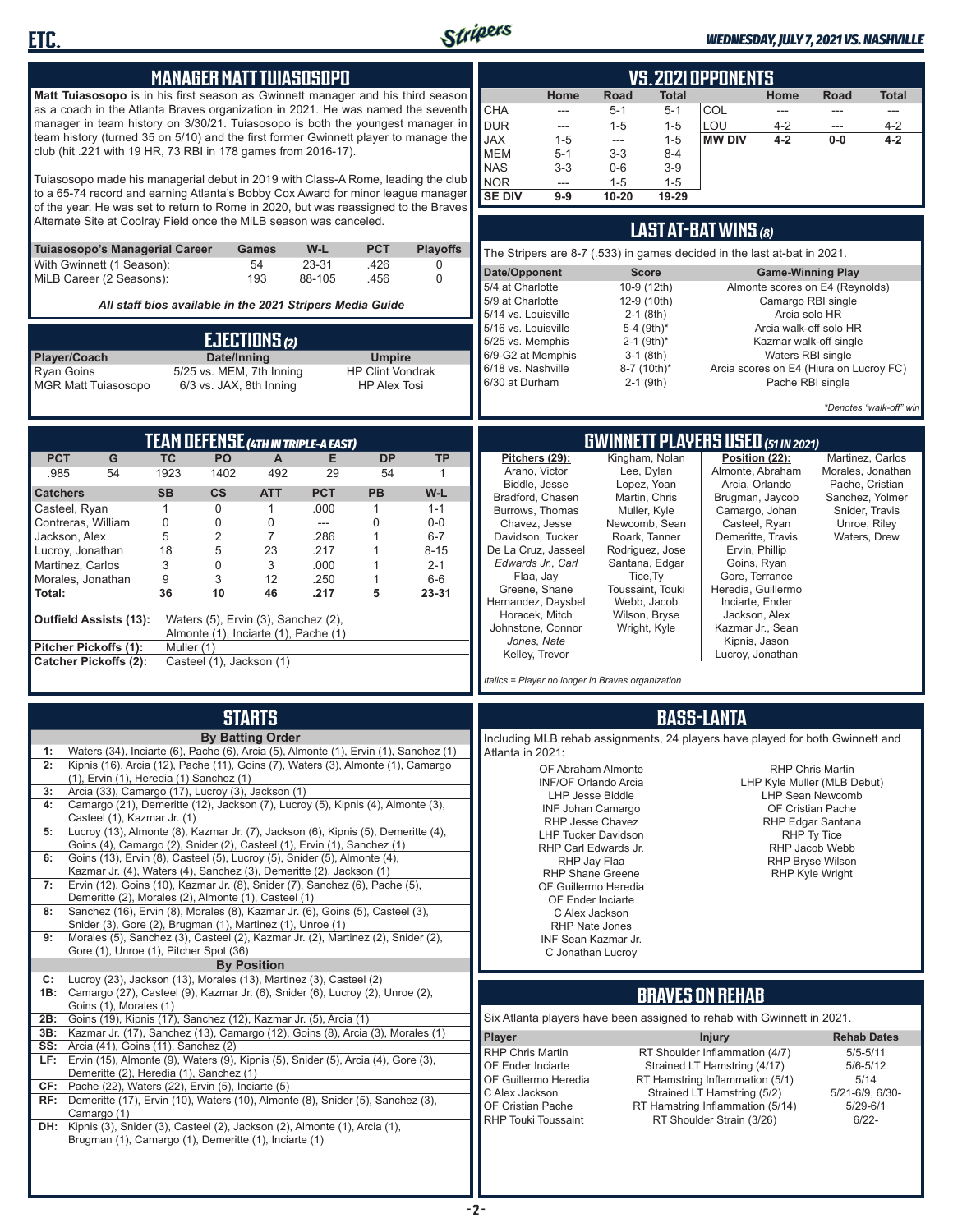## MANAGER MATT TUIASOSOPO

**Matt Tuiasosopo** is in his first season as Gwinnett manager and his third season as a coach in the Atlanta Braves organization in 2021. He was named the seventh manager in team history on 3/30/21. Tuiasosopo is both the youngest manager in team history (turned 35 on 5/10) and the first former Gwinnett player to manage the club (hit .221 with 19 HR, 73 RBI in 178 games from 2016-17).

Tuiasosopo made his managerial debut in 2019 with Class-A Rome, leading the club to a 65-74 record and earning Atlanta's Bobby Cox Award for minor league manager of the year. He was set to return to Rome in 2020, but was reassigned to the Braves Alternate Site at Coolray Field once the MiLB season was canceled.

| Tuiasosopo's Managerial Career | Games | W-L | PCT | Playoffs |
|---|---|---|---|---|
| With Gwinnett (1 Season): | 54 | 23-31 | .426 | 0 |
| MiLB Career (2 Seasons): | 193 | 88-105 | .456 | 0 |

*All staff bios available in the 2021 Stripers Media Guide*

## EJECTIONS (2)

| Player/Coach | Date/Inning | Umpire |
|---|---|---|
| Ryan Goins | 5/25 vs. MEM, 7th Inning | HP Clint Vondrak |
| MGR Matt Tuiasosopo | 6/3 vs. JAX, 8th Inning | HP Alex Tosi |

## VS. 2021 OPPONENTS

| | Home | Road | Total | | Home | Road | Total |
|---|---|---|---|---|---|---|---|
| CHA | --- | 5-1 | 5-1 | COL | --- | --- | --- |
| DUR | --- | 1-5 | 1-5 | LOU | 4-2 | --- | 4-2 |
| JAX | 1-5 | --- | 1-5 | **MW DIV** | **4-2** | **0-0** | **4-2** |
| MEM | 5-1 | 3-3 | 8-4 | | | | |
| NAS | 3-3 | 0-6 | 3-9 | | | | |
| NOR | --- | 1-5 | 1-5 | | | | |
| **SE DIV** | **9-9** | **10-20** | **19-29** | | | | |

## LAST AT-BAT WINS (8)

The Stripers are 8-7 (.533) in games decided in the last at-bat in 2021.

| Date/Opponent | Score | Game-Winning Play |
|---|---|---|
| 5/4 at Charlotte | 10-9 (12th) | Almonte scores on E4 (Reynolds) |
| 5/9 at Charlotte | 12-9 (10th) | Camargo RBI single |
| 5/14 vs. Louisville | 2-1 (8th) | Arcia solo HR |
| 5/16 vs. Louisville | 5-4 (9th)* | Arcia walk-off solo HR |
| 5/25 vs. Memphis | 2-1 (9th)* | Kazmar walk-off single |
| 6/9-G2 at Memphis | 3-1 (8th) | Waters RBI single |
| 6/18 vs. Nashville | 8-7 (10th)* | Arcia scores on E4 (Hiura on Lucroy FC) |
| 6/30 at Durham | 2-1 (9th) | Pache RBI single |

*Denotes "walk-off" win

## TEAM DEFENSE (4TH IN TRIPLE-A EAST)

| PCT | G | TC | PO | A | E | DP | TP |
|---|---|---|---|---|---|---|---|
| .985 | 54 | 1923 | 1402 | 492 | 29 | 54 | 1 |

| Catchers | SB | CS | ATT | PCT | PB | W-L |
|---|---|---|---|---|---|---|
| Casteel, Ryan | 1 | 0 | 1 | .000 | 1 | 1-1 |
| Contreras, William | 0 | 0 | 0 | --- | 0 | 0-0 |
| Jackson, Alex | 5 | 2 | 7 | .286 | 1 | 6-7 |
| Lucroy, Jonathan | 18 | 5 | 23 | .217 | 1 | 8-15 |
| Martinez, Carlos | 3 | 0 | 3 | .000 | 1 | 2-1 |
| Morales, Jonathan | 9 | 3 | 12 | .250 | 1 | 6-6 |
| **Total:** | **36** | **10** | **46** | **.217** | **5** | **23-31** |

**Outfield Assists (13):** Waters (5), Ervin (3), Sanchez (2), Almonte (1), Inciarte (1), Pache (1)
**Pitcher Pickoffs (1):** Muller (1)
**Catcher Pickoffs (2):** Casteel (1), Jackson (1)

## GWINNETT PLAYERS USED (51 IN 2021)

**Pitchers (29):** Arano, Victor; Biddle, Jesse; Bradford, Chasen; Burrows, Thomas; Chavez, Jesse; Davidson, Tucker; De La Cruz, Jasseel; *Edwards Jr., Carl*; Flaa, Jay; Greene, Shane; Hernandez, Daysbel; Horacek, Mitch; Johnstone, Connor; *Jones, Nate*; Kelley, Trevor; Kingham, Nolan; Lee, Dylan; Lopez, Yoan; Martin, Chris; Muller, Kyle; Newcomb, Sean; Roark, Tanner; Rodriguez, Jose; Santana, Edgar; Tice, Ty; Toussaint, Touki; Webb, Jacob; Wilson, Bryse; Wright, Kyle

**Position (22):** Almonte, Abraham; Arcia, Orlando; Brugman, Jaycob; Camargo, Johan; Casteel, Ryan; Demeritte, Travis; Ervin, Phillip; Goins, Ryan; Gore, Terrance; Heredia, Guillermo; Inciarte, Ender; Jackson, Alex; Kazmar Jr., Sean; Kipnis, Jason; Lucroy, Jonathan; Martinez, Carlos; Morales, Jonathan; Pache, Cristian; Sanchez, Yolmer; Snider, Travis; Unroe, Riley; Waters, Drew

*Italics = Player no longer in Braves organization*

## STARTS

**By Batting Order**

| | |
|---|---|
| 1: | Waters (34), Inciarte (6), Pache (6), Arcia (5), Almonte (1), Ervin (1), Sanchez (1) |
| 2: | Kipnis (16), Arcia (12), Pache (11), Goins (7), Waters (3), Almonte (1), Camargo (1), Ervin (1), Heredia (1) Sanchez (1) |
| 3: | Arcia (33), Camargo (17), Lucroy (3), Jackson (1) |
| 4: | Camargo (21), Demeritte (12), Jackson (7), Lucroy (5), Kipnis (4), Almonte (3), Casteel (1), Kazmar Jr. (1) |
| 5: | Lucroy (13), Almonte (8), Kazmar Jr. (7), Jackson (6), Kipnis (5), Demeritte (4), Goins (4), Camargo (2), Snider (2), Casteel (1), Ervin (1), Sanchez (1) |
| 6: | Goins (13), Ervin (8), Casteel (5), Lucroy (5), Snider (5), Almonte (4), Kazmar Jr. (4), Waters (4), Sanchez (3), Demeritte (2), Jackson (1) |
| 7: | Ervin (12), Goins (10), Kazmar Jr. (8), Snider (7), Sanchez (6), Pache (5), Demeritte (2), Morales (2), Almonte (1), Casteel (1) |
| 8: | Sanchez (16), Ervin (8), Morales (8), Kazmar Jr. (6), Goins (5), Casteel (3), Snider (3), Gore (2), Brugman (1), Martinez (1), Unroe (1) |
| 9: | Morales (5), Sanchez (3), Casteel (2), Kazmar Jr. (2), Martinez (2), Snider (2), Gore (1), Unroe (1), Pitcher Spot (36) |

**By Position**

| | |
|---|---|
| C: | Lucroy (23), Jackson (13), Morales (13), Martinez (3), Casteel (2) |
| 1B: | Camargo (27), Casteel (9), Kazmar Jr. (6), Snider (6), Lucroy (2), Unroe (2), Goins (1), Morales (1) |
| 2B: | Goins (19), Kipnis (17), Sanchez (12), Kazmar Jr. (5), Arcia (1) |
| 3B: | Kazmar Jr. (17), Sanchez (13), Camargo (12), Goins (8), Arcia (3), Morales (1) |
| SS: | Arcia (41), Goins (11), Sanchez (2) |
| LF: | Ervin (15), Almonte (9), Waters (9), Kipnis (5), Snider (5), Arcia (4), Gore (3), Demeritte (2), Heredia (1), Sanchez (1) |
| CF: | Pache (22), Waters (22), Ervin (5), Inciarte (5) |
| RF: | Demeritte (17), Ervin (10), Waters (10), Almonte (8), Snider (5), Sanchez (3), Camargo (1) |
| DH: | Kipnis (3), Snider (3), Casteel (2), Jackson (2), Almonte (1), Arcia (1), Brugman (1), Camargo (1), Demeritte (1), Inciarte (1) |

## BASS-LANTA

Including MLB rehab assignments, 24 players have played for both Gwinnett and Atlanta in 2021:

- OF Abraham Almonte
- INF/OF Orlando Arcia
- LHP Jesse Biddle
- INF Johan Camargo
- RHP Jesse Chavez
- LHP Tucker Davidson
- RHP Carl Edwards Jr.
- RHP Jay Flaa
- RHP Shane Greene
- OF Guillermo Heredia
- OF Ender Inciarte
- C Alex Jackson
- RHP Nate Jones
- INF Sean Kazmar Jr.
- C Jonathan Lucroy
- RHP Chris Martin
- LHP Kyle Muller (MLB Debut)
- LHP Sean Newcomb
- OF Cristian Pache
- RHP Edgar Santana
- RHP Ty Tice
- RHP Jacob Webb
- RHP Bryse Wilson
- RHP Kyle Wright

## BRAVES ON REHAB

Six Atlanta players have been assigned to rehab with Gwinnett in 2021.

| Player | Injury | Rehab Dates |
|---|---|---|
| RHP Chris Martin | RT Shoulder Inflammation (4/7) | 5/5-5/11 |
| OF Ender Inciarte | Strained LT Hamstring (4/17) | 5/6-5/12 |
| OF Guillermo Heredia | RT Hamstring Inflammation (5/1) | 5/14 |
| C Alex Jackson | Strained LT Hamstring (5/2) | 5/21-6/9, 6/30- |
| OF Cristian Pache | RT Hamstring Inflammation (5/14) | 5/29-6/1 |
| RHP Touki Toussaint | RT Shoulder Strain (3/26) | 6/22- |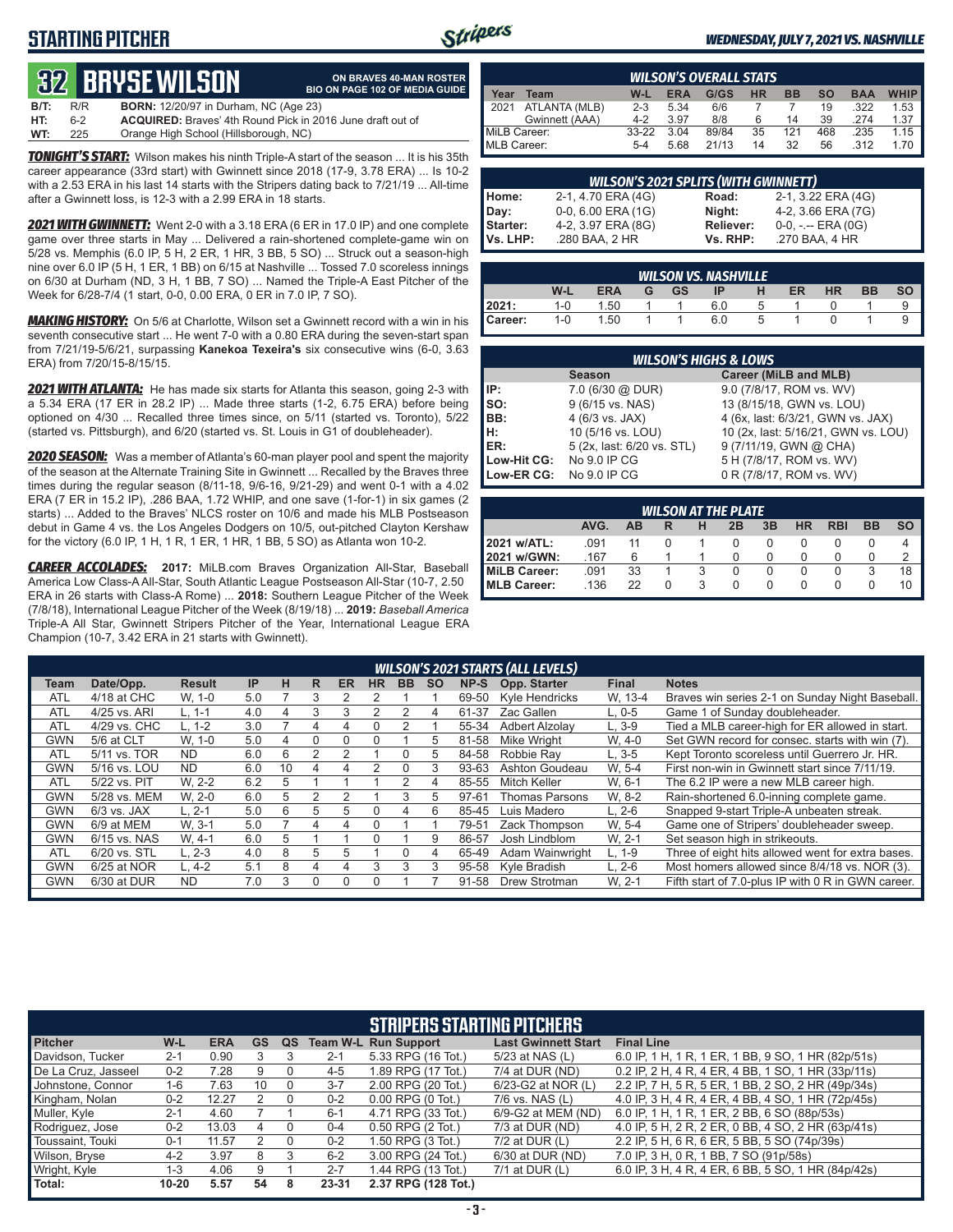# STARTING PITCHER

*WEDNESDAY, JULY 7, 2021 VS. NASHVILLE*

## 32 BRYSE WILSON

**ON BRAVES 40-MAN ROSTER**
**BIO ON PAGE 102 OF MEDIA GUIDE**

**B/T:** R/R **BORN:** 12/20/97 in Durham, NC (Age 23)
**HT:** 6-2 **ACQUIRED:** Braves' 4th Round Pick in 2016 June draft out of
**WT:** 225 Orange High School (Hillsborough, NC)

***TONIGHT'S START:*** Wilson makes his ninth Triple-A start of the season ... It is his 35th career appearance (33rd start) with Gwinnett since 2018 (17-9, 3.78 ERA) ... Is 10-2 with a 2.53 ERA in his last 14 starts with the Stripers dating back to 7/21/19 ... All-time after a Gwinnett loss, is 12-3 with a 2.99 ERA in 18 starts.

***2021 WITH GWINNETT:*** Went 2-0 with a 3.18 ERA (6 ER in 17.0 IP) and one complete game over three starts in May ... Delivered a rain-shortened complete-game win on 5/28 vs. Memphis (6.0 IP, 5 H, 2 ER, 1 HR, 3 BB, 5 SO) ... Struck out a season-high nine over 6.0 IP (5 H, 1 ER, 1 BB) on 6/15 at Nashville ... Tossed 7.0 scoreless innings on 6/30 at Durham (ND, 3 H, 1 BB, 7 SO) ... Named the Triple-A East Pitcher of the Week for 6/28-7/4 (1 start, 0-0, 0.00 ERA, 0 ER in 7.0 IP, 7 SO).

***MAKING HISTORY:*** On 5/6 at Charlotte, Wilson set a Gwinnett record with a win in his seventh consecutive start ... He went 7-0 with a 0.80 ERA during the seven-start span from 7/21/19-5/6/21, surpassing **Kanekoa Texeira's** six consecutive wins (6-0, 3.63 ERA) from 7/20/15-8/15/15.

***2021 WITH ATLANTA:*** He has made six starts for Atlanta this season, going 2-3 with a 5.34 ERA (17 ER in 28.2 IP) ... Made three starts (1-2, 6.75 ERA) before being optioned on 4/30 ... Recalled three times since, on 5/11 (started vs. Toronto), 5/22 (started vs. Pittsburgh), and 6/20 (started vs. St. Louis in G1 of doubleheader).

***2020 SEASON:*** Was a member of Atlanta's 60-man player pool and spent the majority of the season at the Alternate Training Site in Gwinnett ... Recalled by the Braves three times during the regular season (8/11-18, 9/6-16, 9/21-29) and went 0-1 with a 4.02 ERA (7 ER in 15.2 IP), .286 BAA, 1.72 WHIP, and one save (1-for-1) in six games (2 starts) ... Added to the Braves' NLCS roster on 10/6 and made his MLB Postseason debut in Game 4 vs. the Los Angeles Dodgers on 10/5, out-pitched Clayton Kershaw for the victory (6.0 IP, 1 H, 1 R, 1 ER, 1 HR, 1 BB, 5 SO) as Atlanta won 10-2.

***CAREER ACCOLADES:*** **2017:** MiLB.com Braves Organization All-Star, Baseball America Low Class-A All-Star, South Atlantic League Postseason All-Star (10-7, 2.50 ERA in 26 starts with Class-A Rome) ... **2018:** Southern League Pitcher of the Week (7/8/18), International League Pitcher of the Week (8/19/18) ... **2019:** *Baseball America* Triple-A All Star, Gwinnett Stripers Pitcher of the Year, International League ERA Champion (10-7, 3.42 ERA in 21 starts with Gwinnett).

### WILSON'S OVERALL STATS

| Year | Team | W-L | ERA | G/GS | HR | BB | SO | BAA | WHIP |
|---|---|---|---|---|---|---|---|---|---|
| 2021 | ATLANTA (MLB) | 2-3 | 5.34 | 6/6 | 7 | 7 | 19 | .322 | 1.53 |
| | Gwinnett (AAA) | 4-2 | 3.97 | 8/8 | 6 | 14 | 39 | .274 | 1.37 |
| MiLB Career: | | 33-22 | 3.04 | 89/84 | 35 | 121 | 468 | .235 | 1.15 |
| MLB Career: | | 5-4 | 5.68 | 21/13 | 14 | 32 | 56 | .312 | 1.70 |

### WILSON'S 2021 SPLITS (WITH GWINNETT)

| | | | |
|---|---|---|---|
| Home: | 2-1, 4.70 ERA (4G) | Road: | 2-1, 3.22 ERA (4G) |
| Day: | 0-0, 6.00 ERA (1G) | Night: | 4-2, 3.66 ERA (7G) |
| Starter: | 4-2, 3.97 ERA (8G) | Reliever: | 0-0, -.-- ERA (0G) |
| Vs. LHP: | .280 BAA, 2 HR | Vs. RHP: | .270 BAA, 4 HR |

### WILSON VS. NASHVILLE

| | W-L | ERA | G | GS | IP | H | ER | HR | BB | SO |
|---|---|---|---|---|---|---|---|---|---|---|
| 2021: | 1-0 | 1.50 | 1 | 1 | 6.0 | 5 | 1 | 0 | 1 | 9 |
| Career: | 1-0 | 1.50 | 1 | 1 | 6.0 | 5 | 1 | 0 | 1 | 9 |

### WILSON'S HIGHS & LOWS

| | Season | Career (MiLB and MLB) |
|---|---|---|
| IP: | 7.0 (6/30 @ DUR) | 9.0 (7/8/17, ROM vs. WV) |
| SO: | 9 (6/15 vs. NAS) | 13 (8/15/18, GWN vs. LOU) |
| BB: | 4 (6/3 vs. JAX) | 4 (6x, last: 6/3/21, GWN vs. JAX) |
| H: | 10 (5/16 vs. LOU) | 10 (2x, last: 5/16/21, GWN vs. LOU) |
| ER: | 5 (2x, last: 6/20 vs. STL) | 9 (7/11/19, GWN @ CHA) |
| Low-Hit CG: | No 9.0 IP CG | 5 H (7/8/17, ROM vs. WV) |
| Low-ER CG: | No 9.0 IP CG | 0 R (7/8/17, ROM vs. WV) |

### WILSON AT THE PLATE

| | AVG. | AB | R | H | 2B | 3B | HR | RBI | BB | SO |
|---|---|---|---|---|---|---|---|---|---|---|
| 2021 w/ATL: | .091 | 11 | 0 | 1 | 0 | 0 | 0 | 0 | 0 | 4 |
| 2021 w/GWN: | .167 | 6 | 1 | 1 | 0 | 0 | 0 | 0 | 0 | 2 |
| MiLB Career: | .091 | 33 | 1 | 3 | 0 | 0 | 0 | 0 | 3 | 18 |
| MLB Career: | .136 | 22 | 0 | 3 | 0 | 0 | 0 | 0 | 0 | 10 |

### WILSON'S 2021 STARTS (ALL LEVELS)

| Team | Date/Opp. | Result | IP | H | R | ER | HR | BB | SO | NP-S | Opp. Starter | Final | Notes |
|---|---|---|---|---|---|---|---|---|---|---|---|---|---|
| ATL | 4/18 at CHC | W, 1-0 | 5.0 | 7 | 3 | 2 | 2 | 1 | 1 | 69-50 | Kyle Hendricks | W, 13-4 | Braves win series 2-1 on Sunday Night Baseball. |
| ATL | 4/25 vs. ARI | L, 1-1 | 4.0 | 4 | 3 | 3 | 2 | 2 | 4 | 61-37 | Zac Gallen | L, 0-5 | Game 1 of Sunday doubleheader. |
| ATL | 4/29 vs. CHC | L, 1-2 | 3.0 | 7 | 4 | 4 | 0 | 2 | 1 | 55-34 | Adbert Alzolay | L, 3-9 | Tied a MLB career-high for ER allowed in start. |
| GWN | 5/6 at CLT | W, 1-0 | 5.0 | 4 | 0 | 0 | 0 | 1 | 5 | 81-58 | Mike Wright | W, 4-0 | Set GWN record for consec. starts with win (7). |
| ATL | 5/11 vs. TOR | ND | 6.0 | 6 | 2 | 2 | 1 | 0 | 5 | 84-58 | Robbie Ray | L, 3-5 | Kept Toronto scoreless until Guerrero Jr. HR. |
| GWN | 5/16 vs. LOU | ND | 6.0 | 10 | 4 | 4 | 2 | 0 | 3 | 93-63 | Ashton Goudeau | W, 5-4 | First non-win in Gwinnett start since 7/11/19. |
| ATL | 5/22 vs. PIT | W, 2-2 | 6.2 | 5 | 1 | 1 | 1 | 2 | 4 | 85-55 | Mitch Keller | W, 6-1 | The 6.2 IP were a new MLB career high. |
| GWN | 5/28 vs. MEM | W, 2-0 | 6.0 | 5 | 2 | 2 | 1 | 3 | 5 | 97-61 | Thomas Parsons | W, 8-2 | Rain-shortened 6.0-inning complete game. |
| GWN | 6/3 vs. JAX | L, 2-1 | 5.0 | 6 | 5 | 5 | 0 | 4 | 6 | 85-45 | Luis Madero | L, 2-6 | Snapped 9-start Triple-A unbeaten streak. |
| GWN | 6/9 at MEM | W, 3-1 | 5.0 | 7 | 4 | 4 | 0 | 1 | 1 | 79-51 | Zack Thompson | W, 5-4 | Game one of Stripers' doubleheader sweep. |
| GWN | 6/15 vs. NAS | W, 4-1 | 6.0 | 5 | 1 | 1 | 0 | 1 | 9 | 86-57 | Josh Lindblom | W, 2-1 | Set season high in strikeouts. |
| ATL | 6/20 vs. STL | L, 2-3 | 4.0 | 8 | 5 | 5 | 1 | 0 | 4 | 65-49 | Adam Wainwright | L, 1-9 | Three of eight hits allowed went for extra bases. |
| GWN | 6/25 at NOR | L, 4-2 | 5.1 | 8 | 4 | 4 | 3 | 3 | 3 | 95-58 | Kyle Bradish | L, 2-6 | Most homers allowed since 8/4/18 vs. NOR (3). |
| GWN | 6/30 at DUR | ND | 7.0 | 3 | 0 | 0 | 0 | 1 | 7 | 91-58 | Drew Strotman | W, 2-1 | Fifth start of 7.0-plus IP with 0 R in GWN career. |

### STRIPERS STARTING PITCHERS

| Pitcher | W-L | ERA | GS | QS | Team W-L | Run Support | Last Gwinnett Start | Final Line |
|---|---|---|---|---|---|---|---|---|
| Davidson, Tucker | 2-1 | 0.90 | 3 | 3 | 2-1 | 5.33 RPG (16 Tot.) | 5/23 at NAS (L) | 6.0 IP, 1 H, 1 R, 1 ER, 1 BB, 9 SO, 1 HR (82p/51s) |
| De La Cruz, Jasseel | 0-2 | 7.28 | 9 | 0 | 4-5 | 1.89 RPG (17 Tot.) | 7/4 at DUR (ND) | 0.2 IP, 2 H, 4 R, 4 ER, 4 BB, 1 SO, 1 HR (33p/11s) |
| Johnstone, Connor | 1-6 | 7.63 | 10 | 0 | 3-7 | 2.00 RPG (20 Tot.) | 6/23-G2 at NOR (L) | 2.2 IP, 7 H, 5 R, 5 ER, 1 BB, 2 SO, 2 HR (49p/34s) |
| Kingham, Nolan | 0-2 | 12.27 | 2 | 0 | 0-2 | 0.00 RPG (0 Tot.) | 7/6 vs. NAS (L) | 4.0 IP, 3 H, 4 R, 4 ER, 4 BB, 4 SO, 1 HR (72p/45s) |
| Muller, Kyle | 2-1 | 4.60 | 7 | 1 | 6-1 | 4.71 RPG (33 Tot.) | 6/9-G2 at MEM (ND) | 6.0 IP, 1 H, 1 R, 1 ER, 2 BB, 6 SO (88p/53s) |
| Rodriguez, Jose | 0-2 | 13.03 | 4 | 0 | 0-4 | 0.50 RPG (2 Tot.) | 7/3 at DUR (ND) | 4.0 IP, 5 H, 2 R, 2 ER, 0 BB, 4 SO, 2 HR (63p/41s) |
| Toussaint, Touki | 0-1 | 11.57 | 2 | 0 | 0-2 | 1.50 RPG (3 Tot.) | 7/2 at DUR (L) | 2.2 IP, 5 H, 6 R, 6 ER, 5 BB, 5 SO (74p/39s) |
| Wilson, Bryse | 4-2 | 3.97 | 8 | 3 | 6-2 | 3.00 RPG (24 Tot.) | 6/30 at DUR (ND) | 7.0 IP, 3 H, 0 R, 1 BB, 7 SO (91p/58s) |
| Wright, Kyle | 1-3 | 4.06 | 9 | 1 | 2-7 | 1.44 RPG (13 Tot.) | 7/1 at DUR (L) | 6.0 IP, 3 H, 4 R, 4 ER, 6 BB, 5 SO, 1 HR (84p/42s) |
| Total: | 10-20 | 5.57 | 54 | 8 | 23-31 | 2.37 RPG (128 Tot.) | | |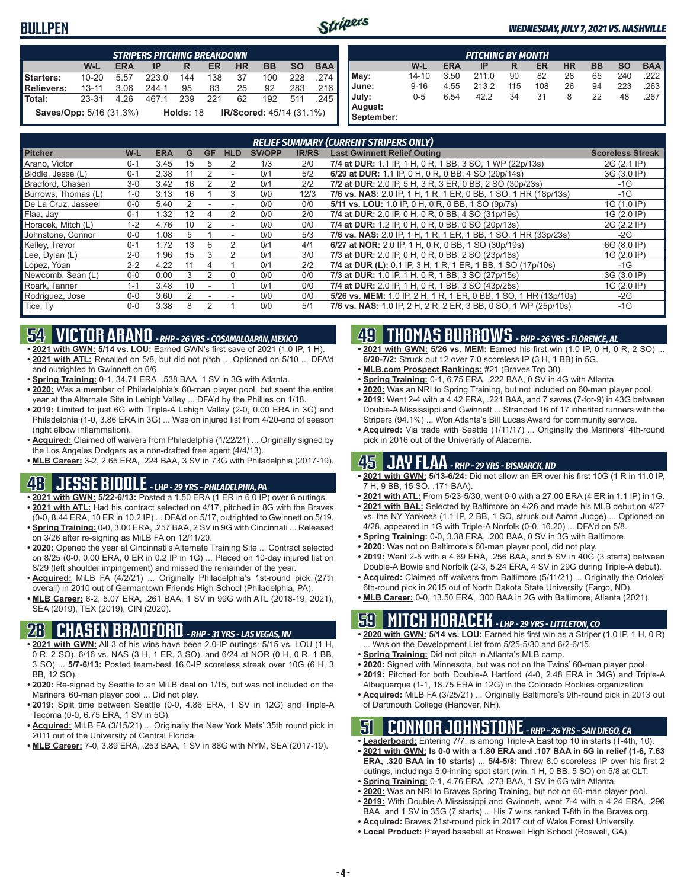# BULLPEN

**WEDNESDAY, JULY 7, 2021 VS. NASHVILLE**

| STRIPERS PITCHING BREAKDOWN | W-L | ERA | IP | R | ER | HR | BB | SO | BAA |
|---|---|---|---|---|---|---|---|---|---|
| Starters: | 10-20 | 5.57 | 223.0 | 144 | 138 | 37 | 100 | 228 | .274 |
| Relievers: | 13-11 | 3.06 | 244.1 | 95 | 83 | 25 | 92 | 283 | .216 |
| Total: | 23-31 | 4.26 | 467.1 | 239 | 221 | 62 | 192 | 511 | .245 |

**Saves/Opp:** 5/16 (31.3%) **Holds:** 18 **IR/Scored:** 45/14 (31.1%)

| PITCHING BY MONTH | W-L | ERA | IP | R | ER | HR | BB | SO | BAA |
|---|---|---|---|---|---|---|---|---|---|
| May: | 14-10 | 3.50 | 211.0 | 90 | 82 | 28 | 65 | 240 | .222 |
| June: | 9-16 | 4.55 | 213.2 | 115 | 108 | 26 | 94 | 223 | .263 |
| July: | 0-5 | 6.54 | 42.2 | 34 | 31 | 8 | 22 | 48 | .267 |
| August: | | | | | | | | | |
| September: | | | | | | | | | |

**RELIEF SUMMARY (CURRENT STRIPERS ONLY)**

| Pitcher | W-L | ERA | G | GF | HLD | SV/OPP | IR/RS | Last Gwinnett Relief Outing | Scoreless Streak |
|---|---|---|---|---|---|---|---|---|---|
| Arano, Victor | 0-1 | 3.45 | 15 | 5 | 2 | 1/3 | 2/0 | **7/4 at DUR:** 1.1 IP, 1 H, 0 R, 1 BB, 3 SO, 1 WP (22p/13s) | 2G (2.1 IP) |
| Biddle, Jesse (L) | 0-1 | 2.38 | 11 | 2 | - | 0/1 | 5/2 | **6/29 at DUR:** 1.1 IP, 0 H, 0 R, 0 BB, 4 SO (20p/14s) | 3G (3.0 IP) |
| Bradford, Chasen | 3-0 | 3.42 | 16 | 2 | 2 | 0/1 | 2/2 | **7/2 at DUR:** 2.0 IP, 5 H, 3 R, 3 ER, 0 BB, 2 SO (30p/23s) | -1G |
| Burrows, Thomas (L) | 1-0 | 3.13 | 16 | 1 | 3 | 0/0 | 12/3 | **7/6 vs. NAS:** 2.0 IP, 1 H, 1 R, 1 ER, 0 BB, 1 SO, 1 HR (18p/13s) | -1G |
| De La Cruz, Jasseel | 0-0 | 5.40 | 2 | - | - | 0/0 | 0/0 | **5/11 vs. LOU:** 1.0 IP, 0 H, 0 R, 0 BB, 1 SO (9p/7s) | 1G (1.0 IP) |
| Flaa, Jay | 0-1 | 1.32 | 12 | 4 | 2 | 0/0 | 2/0 | **7/4 at DUR:** 2.0 IP, 0 H, 0 R, 0 BB, 4 SO (31p/19s) | 1G (2.0 IP) |
| Horacek, Mitch (L) | 1-2 | 4.76 | 10 | 2 | - | 0/0 | 0/0 | **7/4 at DUR:** 1.2 IP, 0 H, 0 R, 0 BB, 0 SO (20p/13s) | 2G (2.2 IP) |
| Johnstone, Connor | 0-0 | 1.08 | 5 | 1 | - | 0/0 | 5/3 | **7/6 vs. NAS:** 2.0 IP, 1 H, 1 R, 1 BB, 1 SO, 1 HR (33p/23s) | -2G |
| Kelley, Trevor | 0-1 | 1.72 | 13 | 6 | 2 | 0/1 | 4/1 | **6/27 at NOR:** 2.0 IP, 1 H, 0 R, 0 BB, 1 SO (30p/19s) | 6G (8.0 IP) |
| Lee, Dylan (L) | 2-0 | 1.96 | 15 | 3 | 2 | 0/1 | 3/0 | **7/3 at DUR:** 2.0 IP, 0 H, 0 R, 0 BB, 2 SO (23p/18s) | 1G (2.0 IP) |
| Lopez, Yoan | 2-2 | 4.22 | 11 | 4 | 1 | 0/1 | 2/2 | **7/4 at DUR (L):** 0.1 IP, 3 H, 1 R, 1 ER, 1 BB, 1 SO (17p/10s) | -1G |
| Newcomb, Sean (L) | 0-0 | 0.00 | 3 | 2 | 0 | 0/0 | 0/0 | **7/3 at DUR:** 1.0 IP, 1 H, 0 R, 1 BB, 3 SO (27p/15s) | 3G (3.0 IP) |
| Roark, Tanner | 1-1 | 3.48 | 10 | - | 1 | 0/1 | 0/0 | **7/4 at DUR:** 2.0 IP, 1 H, 0 R, 1 BB, 3 SO (43p/25s) | 1G (2.0 IP) |
| Rodriguez, Jose | 0-0 | 3.60 | 2 | - | - | 0/0 | 0/0 | **5/26 vs. MEM:** 1.0 IP, 2 H, 1 R, 1 ER, 0 BB, 1 SO, 1 HR (13p/10s) | -2G |
| Tice, Ty | 0-0 | 3.38 | 8 | 2 | 1 | 0/0 | 5/1 | **7/6 vs. NAS:** 1.0 IP, 2 H, 2 R, 2 ER, 3 BB, 0 SO, 1 WP (25p/10s) | -1G |

## 54 VICTOR ARANO - RHP - 26 YRS - COSAMALOAPAN, MEXICO

- **2021 with GWN: 5/14 vs. LOU:** Earned GWN's first save of 2021 (1.0 IP, 1 H).
- **2021 with ATL:** Recalled on 5/8, but did not pitch ... Optioned on 5/10 ... DFA'd and outrighted to Gwinnett on 6/6.
- **Spring Training:** 0-1, 34.71 ERA, .538 BAA, 1 SV in 3G with Atlanta.
- **2020:** Was a member of Philadelphia's 60-man player pool, but spent the entire year at the Alternate Site in Lehigh Valley ... DFA'd by the Phillies on 1/18.
- **2019:** Limited to just 6G with Triple-A Lehigh Valley (2-0, 0.00 ERA in 3G) and Philadelphia (1-0, 3.86 ERA in 3G) ... Was on injured list from 4/20-end of season (right elbow inflammation).
- **Acquired:** Claimed off waivers from Philadelphia (1/22/21) ... Originally signed by the Los Angeles Dodgers as a non-drafted free agent (4/4/13).
- **MLB Career:** 3-2, 2.65 ERA, .224 BAA, 3 SV in 73G with Philadelphia (2017-19).

## 48 JESSE BIDDLE - LHP - 29 YRS - PHILADELPHIA, PA

- **2021 with GWN:** 5/22-6/13: Posted a 1.50 ERA (1 ER in 6.0 IP) over 6 outings.
- **2021 with ATL:** Had his contract selected on 4/17, pitched in 8G with the Braves (0-0, 8.44 ERA, 10 ER in 10.2 IP) ... DFA'd on 5/17, outrighted to Gwinnett on 5/19.
- **Spring Training:** 0-0, 3.00 ERA, .257 BAA, 2 SV in 9G with Cincinnati ... Released on 3/26 after re-signing as MiLB FA on 12/11/20.
- **2020:** Opened the year at Cincinnati's Alternate Training Site ... Contract selected on 8/25 (0-0, 0.00 ERA, 0 ER in 0.2 IP in 1G) ... Placed on 10-day injured list on 8/29 (left shoulder impingement) and missed the remainder of the year.
- **Acquired:** MiLB FA (4/2/21) ... Originally Philadelphia's 1st-round pick (27th overall) in 2010 out of Germantown Friends High School (Philadelphia, PA).
- **MLB Career:** 6-2, 5.07 ERA, .261 BAA, 1 SV in 99G with ATL (2018-19, 2021), SEA (2019), TEX (2019), CIN (2020).

## 28 CHASEN BRADFORD - RHP - 31 YRS - LAS VEGAS, NV

- **2021 with GWN:** All 3 of his wins have been 2.0-IP outings: 5/15 vs. LOU (1 H, 0 R, 2 SO), 6/16 vs. NAS (3 H, 1 ER, 3 SO), and 6/24 at NOR (0 H, 0 R, 1 BB, 3 SO) ... **5/7-6/13:** Posted team-best 16.0-IP scoreless streak over 10G (6 H, 3 BB, 12 SO).
- **2020:** Re-signed by Seattle to an MiLB deal on 1/15, but was not included on the Mariners' 60-man player pool ... Did not play.
- **2019:** Split time between Seattle (0-0, 4.86 ERA, 1 SV in 12G) and Triple-A Tacoma (0-0, 6.75 ERA, 1 SV in 5G).
- **Acquired:** MiLB FA (3/15/21) ... Originally the New York Mets' 35th round pick in 2011 out of the University of Central Florida.
- **MLB Career:** 7-0, 3.89 ERA, .253 BAA, 1 SV in 86G with NYM, SEA (2017-19).

## 49 THOMAS BURROWS - RHP - 26 YRS - FLORENCE, AL

- **2021 with GWN: 5/26 vs. MEM:** Earned his first win (1.0 IP, 0 H, 0 R, 2 SO) ... **6/20-7/2:** Struck out 12 over 7.0 scoreless IP (3 H, 1 BB) in 5G.
- **MLB.com Prospect Rankings:** #21 (Braves Top 30).
- **Spring Training:** 0-1, 6.75 ERA, .222 BAA, 0 SV in 4G with Atlanta.
- **2020:** Was an NRI to Spring Training, but not included on 60-man player pool.
- **2019:** Went 2-4 with a 4.42 ERA, .221 BAA, and 7 saves (7-for-9) in 43G between Double-A Mississippi and Gwinnett ... Stranded 16 of 17 inherited runners with the Stripers (94.1%) ... Won Atlanta's Bill Lucas Award for community service.
- **Acquired:** Via trade with Seattle (1/11/17) ... Originally the Mariners' 4th-round pick in 2016 out of the University of Alabama.

## 45 JAY FLAA - RHP - 29 YRS - BISMARCK, ND

- **2021 with GWN:** 5/13-6/24: Did not allow an ER over his first 10G (1 R in 11.0 IP, 7 H, 9 BB, 15 SO, .171 BAA).
- **2021 with ATL:** From 5/23-5/30, went 0-0 with a 27.00 ERA (4 ER in 1.1 IP) in 1G.
- **2021 with BAL:** Selected by Baltimore on 4/26 and made his MLB debut on 4/27 vs. the NY Yankees (1.1 IP, 2 BB, 1 SO, struck out Aaron Judge) ... Optioned on 4/28, appeared in 1G with Triple-A Norfolk (0-0, 16.20) ... DFA'd on 5/8.
- **Spring Training:** 0-0, 3.38 ERA, .200 BAA, 0 SV in 3G with Baltimore.
- **2020:** Was not on Baltimore's 60-man player pool, did not play.
- **2019:** Went 2-5 with a 4.69 ERA, .256 BAA, and 5 SV in 40G (3 starts) between Double-A Bowie and Norfolk (2-3, 5.24 ERA, 4 SV in 29G during Triple-A debut).
- **Acquired:** Claimed off waivers from Baltimore (5/11/21) ... Originally the Orioles' 6th-round pick in 2015 out of North Dakota State University (Fargo, ND).
- **MLB Career:** 0-0, 13.50 ERA, .300 BAA in 2G with Baltimore, Atlanta (2021).

## 59 MITCH HORACEK - LHP - 29 YRS - LITTLETON, CO

- **2020 with GWN: 5/14 vs. LOU:** Earned his first win as a Striper (1.0 IP, 1 H, 0 R) ... Was on the Development List from 5/25-5/30 and 6/2-6/15.
- **Spring Training:** Did not pitch in Atlanta's MLB camp.
- **2020:** Signed with Minnesota, but was not on the Twins' 60-man player pool.
- **2019:** Pitched for both Double-A Hartford (4-0, 2.48 ERA in 34G) and Triple-A Albuquerque (1-1, 18.75 ERA in 12G) in the Colorado Rockies organization.
- **Acquired:** MiLB FA (3/25/21) ... Originally Baltimore's 9th-round pick in 2013 out of Dartmouth College (Hanover, NH).

## 51 CONNOR JOHNSTONE - RHP - 26 YRS - SAN DIEGO, CA

- **Leaderboard:** Entering 7/7, is among Triple-A East top 10 in starts (T-4th, 10).
- **2021 with GWN: Is 0-0 with a 1.80 ERA and .107 BAA in 5G in relief (1-6, 7.63 ERA, .320 BAA in 10 starts)** ... **5/4-5/8:** Threw 8.0 scoreless IP over his first 2 outings, includinga 5.0-inning spot start (win, 1 H, 0 BB, 5 SO) on 5/8 at CLT.
- **Spring Training:** 0-1, 4.76 ERA, .273 BAA, 1 SV in 6G with Atlanta.
- **2020:** Was an NRI to Braves Spring Training, but not on 60-man player pool.
- **2019:** With Double-A Mississippi and Gwinnett, went 7-4 with a 4.24 ERA, .296 BAA, and 1 SV in 35G (7 starts) ... His 7 wins ranked T-8th in the Braves org.
- **Acquired:** Braves 21st-round pick in 2017 out of Wake Forest University.
- **Local Product:** Played baseball at Roswell High School (Roswell, GA).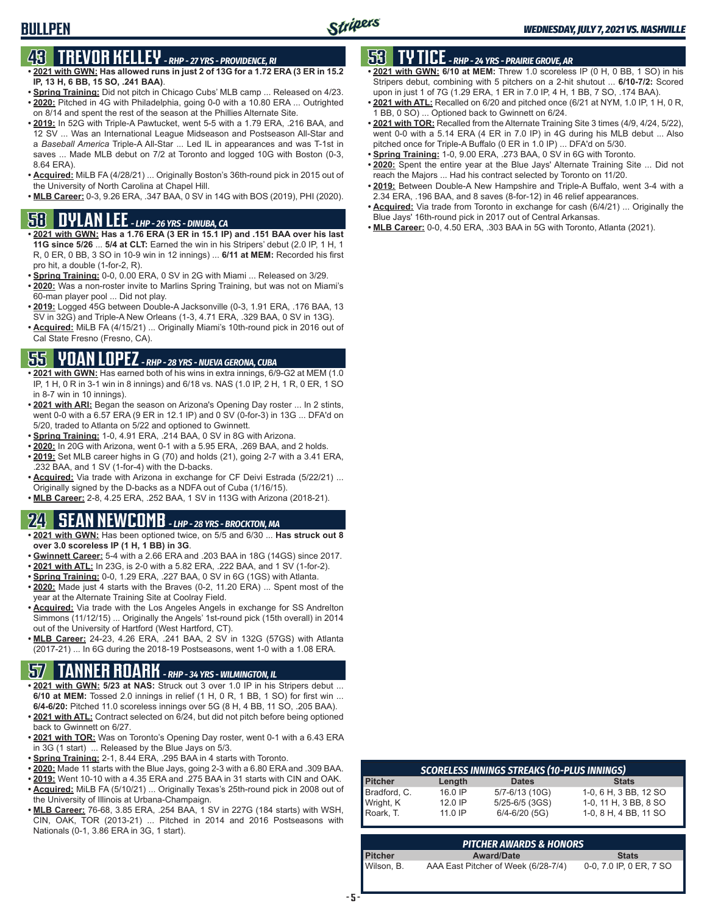# BULLPEN

*WEDNESDAY, JULY 7, 2021 VS. NASHVILLE*

## 43 TREVOR KELLEY - *RHP - 27 YRS - PROVIDENCE, RI*

- **2021 with GWN: Has allowed runs in just 2 of 13G for a 1.72 ERA (3 ER in 15.2 IP, 13 H, 6 BB, 15 SO, .241 BAA)**.
- **Spring Training:** Did not pitch in Chicago Cubs' MLB camp ... Released on 4/23.
- **2020:** Pitched in 4G with Philadelphia, going 0-0 with a 10.80 ERA ... Outrighted on 8/14 and spent the rest of the season at the Phillies Alternate Site.
- **2019:** In 52G with Triple-A Pawtucket, went 5-5 with a 1.79 ERA, .216 BAA, and 12 SV ... Was an International League Midseason and Postseason All-Star and a *Baseball America* Triple-A All-Star ... Led IL in appearances and was T-1st in saves ... Made MLB debut on 7/2 at Toronto and logged 10G with Boston (0-3, 8.64 ERA).
- **Acquired:** MiLB FA (4/28/21) ... Originally Boston's 36th-round pick in 2015 out of the University of North Carolina at Chapel Hill.
- **MLB Career:** 0-3, 9.26 ERA, .347 BAA, 0 SV in 14G with BOS (2019), PHI (2020).

## 58 DYLAN LEE - *LHP - 26 YRS - DINUBA, CA*

- **2021 with GWN: Has a 1.76 ERA (3 ER in 15.1 IP) and .151 BAA over his last 11G since 5/26** ... **5/4 at CLT:** Earned the win in his Stripers' debut (2.0 IP, 1 H, 1 R, 0 ER, 0 BB, 3 SO in 10-9 win in 12 innings) ... **6/11 at MEM:** Recorded his first pro hit, a double (1-for-2, R).
- **Spring Training:** 0-0, 0.00 ERA, 0 SV in 2G with Miami ... Released on 3/29.
- **2020:** Was a non-roster invite to Marlins Spring Training, but was not on Miami's 60-man player pool ... Did not play.
- **2019:** Logged 45G between Double-A Jacksonville (0-3, 1.91 ERA, .176 BAA, 13 SV in 32G) and Triple-A New Orleans (1-3, 4.71 ERA, .329 BAA, 0 SV in 13G).
- **Acquired:** MiLB FA (4/15/21) ... Originally Miami's 10th-round pick in 2016 out of Cal State Fresno (Fresno, CA).

## 55 YOAN LOPEZ - *RHP - 28 YRS - NUEVA GERONA, CUBA*

- **2021 with GWN:** Has earned both of his wins in extra innings, 6/9-G2 at MEM (1.0 IP, 1 H, 0 R in 3-1 win in 8 innings) and 6/18 vs. NAS (1.0 IP, 2 H, 1 R, 0 ER, 1 SO in 8-7 win in 10 innings).
- **2021 with ARI:** Began the season on Arizona's Opening Day roster ... In 2 stints, went 0-0 with a 6.57 ERA (9 ER in 12.1 IP) and 0 SV (0-for-3) in 13G ... DFA'd on 5/20, traded to Atlanta on 5/22 and optioned to Gwinnett.
- **Spring Training:** 1-0, 4.91 ERA, .214 BAA, 0 SV in 8G with Arizona.
- **2020:** In 20G with Arizona, went 0-1 with a 5.95 ERA, .269 BAA, and 2 holds.
- **2019:** Set MLB career highs in G (70) and holds (21), going 2-7 with a 3.41 ERA, .232 BAA, and 1 SV (1-for-4) with the D-backs.
- **Acquired:** Via trade with Arizona in exchange for CF Deivi Estrada (5/22/21) ... Originally signed by the D-backs as a NDFA out of Cuba (1/16/15).
- **MLB Career:** 2-8, 4.25 ERA, .252 BAA, 1 SV in 113G with Arizona (2018-21).

## 24 SEAN NEWCOMB - *LHP - 28 YRS - BROCKTON, MA*

- **2021 with GWN:** Has been optioned twice, on 5/5 and 6/30 ... **Has struck out 8 over 3.0 scoreless IP (1 H, 1 BB) in 3G**.
- **Gwinnett Career:** 5-4 with a 2.66 ERA and .203 BAA in 18G (14GS) since 2017.
- **2021 with ATL:** In 23G, is 2-0 with a 5.82 ERA, .222 BAA, and 1 SV (1-for-2).
- **Spring Training:** 0-0, 1.29 ERA, .227 BAA, 0 SV in 6G (1GS) with Atlanta.
- **2020:** Made just 4 starts with the Braves (0-2, 11.20 ERA) ... Spent most of the year at the Alternate Training Site at Coolray Field.
- **Acquired:** Via trade with the Los Angeles Angels in exchange for SS Andrelton Simmons (11/12/15) ... Originally the Angels' 1st-round pick (15th overall) in 2014 out of the University of Hartford (West Hartford, CT).
- **MLB Career:** 24-23, 4.26 ERA, .241 BAA, 2 SV in 132G (57GS) with Atlanta (2017-21) ... In 6G during the 2018-19 Postseasons, went 1-0 with a 1.08 ERA.

## 57 TANNER ROARK - *RHP - 34 YRS - WILMINGTON, IL*

- **2021 with GWN: 5/23 at NAS:** Struck out 3 over 1.0 IP in his Stripers debut ... **6/10 at MEM:** Tossed 2.0 innings in relief (1 H, 0 R, 1 BB, 1 SO) for first win ... **6/4-6/20:** Pitched 11.0 scoreless innings over 5G (8 H, 4 BB, 11 SO, .205 BAA).
- **2021 with ATL:** Contract selected on 6/24, but did not pitch before being optioned back to Gwinnett on 6/27.
- **2021 with TOR:** Was on Toronto's Opening Day roster, went 0-1 with a 6.43 ERA in 3G (1 start) ... Released by the Blue Jays on 5/3.
- **Spring Training:** 2-1, 8.44 ERA, .295 BAA in 4 starts with Toronto.
- **2020:** Made 11 starts with the Blue Jays, going 2-3 with a 6.80 ERA and .309 BAA.
- **2019:** Went 10-10 with a 4.35 ERA and .275 BAA in 31 starts with CIN and OAK.
- **Acquired:** MiLB FA (5/10/21) ... Originally Texas's 25th-round pick in 2008 out of the University of Illinois at Urbana-Champaign.
- **MLB Career:** 76-68, 3.85 ERA, .254 BAA, 1 SV in 227G (184 starts) with WSH, CIN, OAK, TOR (2013-21) ... Pitched in 2014 and 2016 Postseasons with Nationals (0-1, 3.86 ERA in 3G, 1 start).

## 53 TY TICE - *RHP - 24 YRS - PRAIRIE GROVE, AR*

- **2021 with GWN: 6/10 at MEM:** Threw 1.0 scoreless IP (0 H, 0 BB, 1 SO) in his Stripers debut, combining with 5 pitchers on a 2-hit shutout ... **6/10-7/2:** Scored upon in just 1 of 7G (1.29 ERA, 1 ER in 7.0 IP, 4 H, 1 BB, 7 SO, .174 BAA).
- **2021 with ATL:** Recalled on 6/20 and pitched once (6/21 at NYM, 1.0 IP, 1 H, 0 R, 1 BB, 0 SO) ... Optioned back to Gwinnett on 6/24.
- **2021 with TOR:** Recalled from the Alternate Training Site 3 times (4/9, 4/24, 5/22), went 0-0 with a 5.14 ERA (4 ER in 7.0 IP) in 4G during his MLB debut ... Also pitched once for Triple-A Buffalo (0 ER in 1.0 IP) ... DFA'd on 5/30.
- **Spring Training:** 1-0, 9.00 ERA, .273 BAA, 0 SV in 6G with Toronto.
- **2020:** Spent the entire year at the Blue Jays' Alternate Training Site ... Did not reach the Majors ... Had his contract selected by Toronto on 11/20.
- **2019:** Between Double-A New Hampshire and Triple-A Buffalo, went 3-4 with a 2.34 ERA, .196 BAA, and 8 saves (8-for-12) in 46 relief appearances.
- **Acquired:** Via trade from Toronto in exchange for cash (6/4/21) ... Originally the Blue Jays' 16th-round pick in 2017 out of Central Arkansas.
- **MLB Career:** 0-0, 4.50 ERA, .303 BAA in 5G with Toronto, Atlanta (2021).

### SCORELESS INNINGS STREAKS (10-PLUS INNINGS)

| Pitcher | Length | Dates | Stats |
|---|---|---|---|
| Bradford, C. | 16.0 IP | 5/7-6/13 (10G) | 1-0, 6 H, 3 BB, 12 SO |
| Wright, K | 12.0 IP | 5/25-6/5 (3GS) | 1-0, 11 H, 3 BB, 8 SO |
| Roark, T. | 11.0 IP | 6/4-6/20 (5G) | 1-0, 8 H, 4 BB, 11 SO |

### PITCHER AWARDS & HONORS

| Pitcher | Award/Date | Stats |
|---|---|---|
| Wilson, B. | AAA East Pitcher of Week (6/28-7/4) | 0-0, 7.0 IP, 0 ER, 7 SO |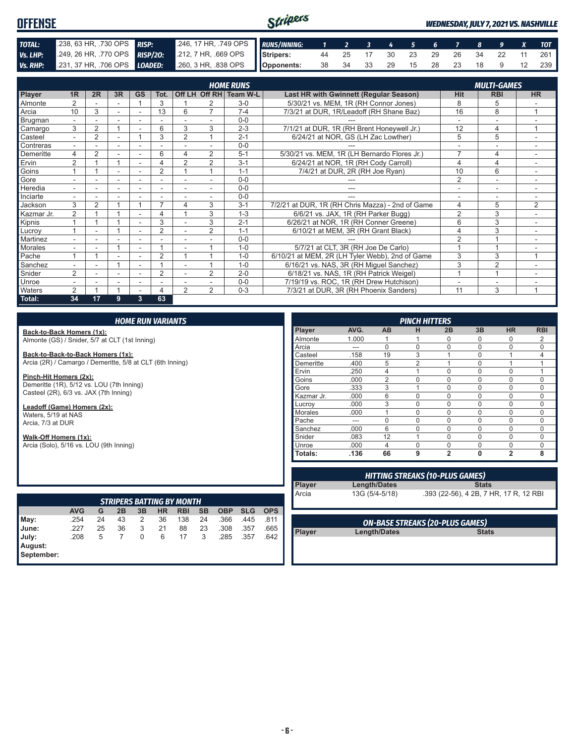# OFFENSE

*WEDNESDAY, JULY 7, 2021 VS. NASHVILLE*

| | | | |
|---|---|---|---|
| **TOTAL:** | .238, 63 HR, .730 OPS | **RISP:** | .246, 17 HR, .749 OPS |
| **Vs. LHP:** | .249, 26 HR, .770 OPS | **RISP/2O:** | .212, 7 HR, .669 OPS |
| **Vs. RHP:** | .231, 37 HR, .706 OPS | **LOADED:** | .260, 3 HR, .838 OPS |

| RUNS/INNING: | 1 | 2 | 3 | 4 | 5 | 6 | 7 | 8 | 9 | X | TOT |
|---|---|---|---|---|---|---|---|---|---|---|---|
| Stripers: | 44 | 25 | 17 | 30 | 23 | 29 | 26 | 34 | 22 | 11 | 261 |
| Opponents: | 38 | 34 | 33 | 29 | 15 | 28 | 23 | 18 | 9 | 12 | 239 |

## HOME RUNS / MULTI-GAMES

| Player | 1R | 2R | 3R | GS | Tot. | Off LH | Off RH | Team W-L | Last HR with Gwinnett (Regular Season) | Hit | RBI | HR |
|---|---|---|---|---|---|---|---|---|---|---|---|---|
| Almonte | 2 | - | - | 1 | 3 | 1 | 2 | 3-0 | 5/30/21 vs. MEM, 1R (RH Connor Jones) | 8 | 5 | - |
| Arcia | 10 | 3 | - | - | 13 | 6 | 7 | 7-4 | 7/3/21 at DUR, 1R/Leadoff (RH Shane Baz) | 16 | 8 | 1 |
| Brugman | - | - | - | - | - | - | - | 0-0 | --- | - | - | - |
| Camargo | 3 | 2 | 1 | - | 6 | 3 | 3 | 2-3 | 7/1/21 at DUR, 1R (RH Brent Honeywell Jr.) | 12 | 4 | 1 |
| Casteel | - | 2 | - | 1 | 3 | 2 | 1 | 2-1 | 6/24/21 at NOR, GS (LH Zac Lowther) | 5 | 5 | - |
| Contreras | - | - | - | - | - | - | - | 0-0 | --- | - | - | - |
| Demeritte | 4 | 2 | - | - | 6 | 4 | 2 | 5-1 | 5/30/21 vs. MEM, 1R (LH Bernardo Flores Jr.) | 7 | 4 | - |
| Ervin | 2 | 1 | 1 | - | 4 | 2 | 2 | 3-1 | 6/24/21 at NOR, 1R (RH Cody Carroll) | 4 | 4 | - |
| Goins | 1 | 1 | - | - | 2 | 1 | 1 | 1-1 | 7/4/21 at DUR, 2R (RH Joe Ryan) | 10 | 6 | - |
| Gore | - | - | - | - | - | - | - | 0-0 | --- | 2 | - | - |
| Heredia | - | - | - | - | - | - | - | 0-0 | --- | - | - | - |
| Inciarte | - | - | - | - | - | - | - | 0-0 | --- | - | - | - |
| Jackson | 3 | 2 | 1 | 1 | 7 | 4 | 3 | 3-1 | 7/2/21 at DUR, 1R (RH Chris Mazza) - 2nd of Game | 4 | 5 | 2 |
| Kazmar Jr. | 2 | 1 | 1 | - | 4 | 1 | 3 | 1-3 | 6/6/21 vs. JAX, 1R (RH Parker Bugg) | 2 | 3 | - |
| Kipnis | 1 | 1 | 1 | - | 3 | - | 3 | 2-1 | 6/26/21 at NOR, 1R (RH Conner Greene) | 6 | 3 | - |
| Lucroy | 1 | - | 1 | - | 2 | - | 2 | 1-1 | 6/10/21 at MEM, 3R (RH Grant Black) | 4 | 3 | - |
| Martinez | - | - | - | - | - | - | - | 0-0 | --- | 2 | 1 | - |
| Morales | - | - | 1 | - | 1 | - | 1 | 1-0 | 5/7/21 at CLT, 3R (RH Joe De Carlo) | 1 | 1 | - |
| Pache | 1 | 1 | - | - | 2 | 1 | 1 | 1-0 | 6/10/21 at MEM, 2R (LH Tyler Webb), 2nd of Game | 3 | 3 | 1 |
| Sanchez | - | - | 1 | - | 1 | - | 1 | 1-0 | 6/16/21 vs. NAS, 3R (RH Miguel Sanchez) | 3 | 2 | - |
| Snider | 2 | - | - | - | 2 | - | 2 | 2-0 | 6/18/21 vs. NAS, 1R (RH Patrick Weigel) | 1 | 1 | - |
| Unroe | - | - | - | - | - | - | - | 0-0 | 7/19/19 vs. ROC, 1R (RH Drew Hutchison) | - | - | - |
| Waters | 2 | 1 | 1 | - | 4 | 2 | 2 | 0-3 | 7/3/21 at DUR, 3R (RH Phoenix Sanders) | 11 | 3 | 1 |
| **Total:** | **34** | **17** | **9** | **3** | **63** | | | | | | | |

## HOME RUN VARIANTS

**Back-to-Back Homers (1x):**
Almonte (GS) / Snider, 5/7 at CLT (1st Inning)

**Back-to-Back-to-Back Homers (1x):**
Arcia (2R) / Camargo / Demeritte, 5/8 at CLT (6th Inning)

**Pinch-Hit Homers (2x):**
Demeritte (1R), 5/12 vs. LOU (7th Inning)
Casteel (2R), 6/3 vs. JAX (7th Inning)

**Leadoff (Game) Homers (2x):**
Waters, 5/19 at NAS
Arcia, 7/3 at DUR

**Walk-Off Homers (1x):**
Arcia (Solo), 5/16 vs. LOU (9th Inning)

## PINCH HITTERS

| Player | AVG. | AB | H | 2B | 3B | HR | RBI |
|---|---|---|---|---|---|---|---|
| Almonte | 1.000 | 1 | 1 | 0 | 0 | 0 | 2 |
| Arcia | --- | 0 | 0 | 0 | 0 | 0 | 0 |
| Casteel | .158 | 19 | 3 | 1 | 0 | 1 | 4 |
| Demeritte | .400 | 5 | 2 | 1 | 0 | 1 | 1 |
| Ervin | .250 | 4 | 1 | 0 | 0 | 0 | 1 |
| Goins | .000 | 2 | 0 | 0 | 0 | 0 | 0 |
| Gore | .333 | 3 | 1 | 0 | 0 | 0 | 0 |
| Kazmar Jr. | .000 | 6 | 0 | 0 | 0 | 0 | 0 |
| Lucroy | .000 | 3 | 0 | 0 | 0 | 0 | 0 |
| Morales | .000 | 1 | 0 | 0 | 0 | 0 | 0 |
| Pache | --- | 0 | 0 | 0 | 0 | 0 | 0 |
| Sanchez | .000 | 6 | 0 | 0 | 0 | 0 | 0 |
| Snider | .083 | 12 | 1 | 0 | 0 | 0 | 0 |
| Unroe | .000 | 4 | 0 | 0 | 0 | 0 | 0 |
| **Totals:** | **.136** | **66** | **9** | **2** | **0** | **2** | **8** |

## HITTING STREAKS (10-PLUS GAMES)

| Player | Length/Dates | Stats |
|---|---|---|
| Arcia | 13G (5/4-5/18) | .393 (22-56), 4 2B, 7 HR, 17 R, 12 RBI |

## STRIPERS BATTING BY MONTH

| | AVG | G | 2B | 3B | HR | RBI | SB | OBP | SLG | OPS |
|---|---|---|---|---|---|---|---|---|---|---|
| May: | .254 | 24 | 43 | 2 | 36 | 138 | 24 | .366 | .445 | .811 |
| June: | .227 | 25 | 36 | 3 | 21 | 88 | 23 | .308 | .357 | .665 |
| July: | .208 | 5 | 7 | 0 | 6 | 17 | 3 | .285 | .357 | .642 |
| August: | | | | | | | | | | |
| September: | | | | | | | | | | |

## ON-BASE STREAKS (20-PLUS GAMES)

| Player | Length/Dates | Stats |
|---|---|---|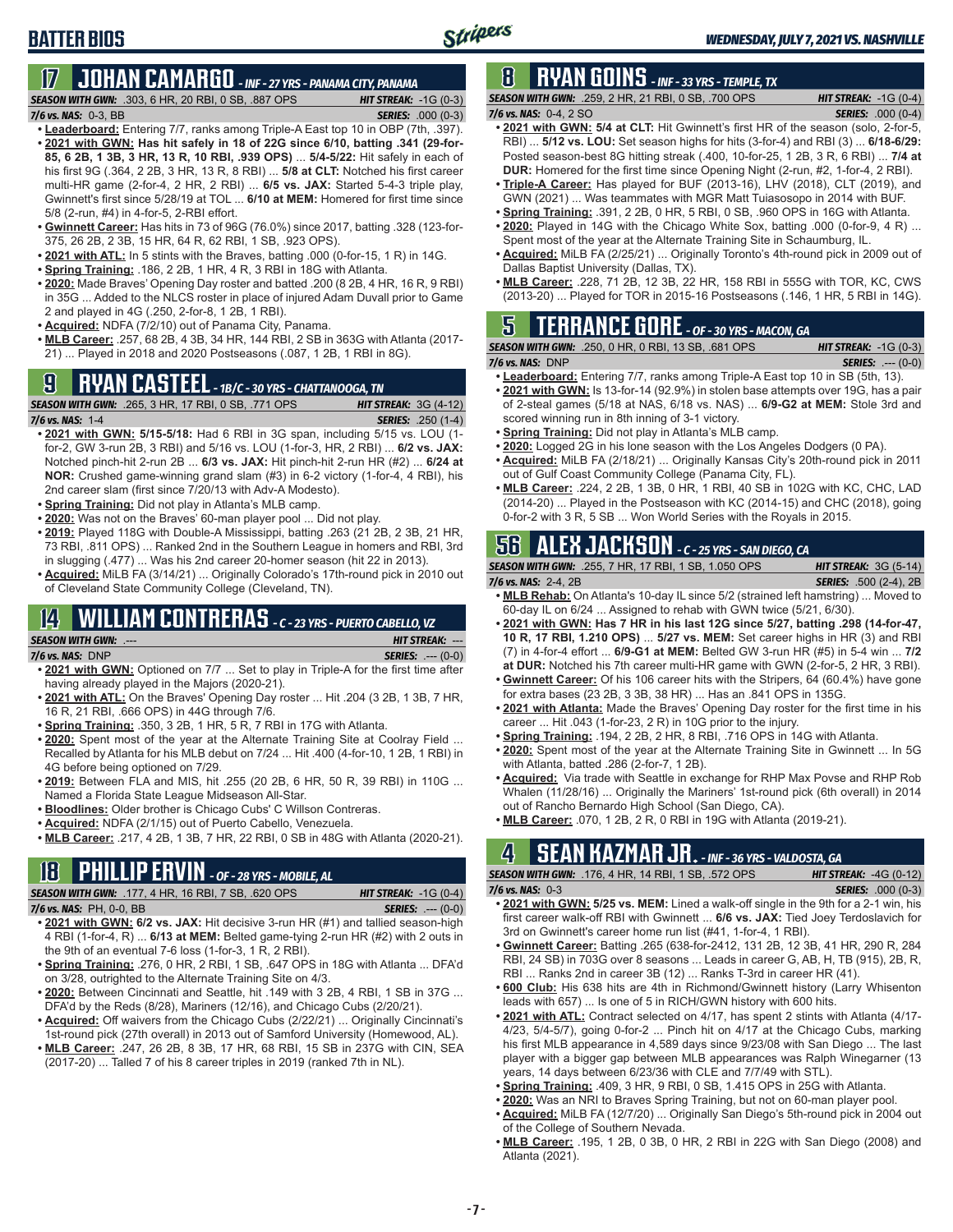# BATTER BIOS

*WEDNESDAY, JULY 7, 2021 VS. NASHVILLE*

## 17 JOHAN CAMARGO - *INF - 27 YRS - PANAMA CITY, PANAMA*

**SEASON WITH GWN:** .303, 6 HR, 20 RBI, 0 SB, .887 OPS — **HIT STREAK:** -1G (0-3)
**7/6 vs. NAS:** 0-3, BB — **SERIES:** .000 (0-3)

- **Leaderboard:** Entering 7/7, ranks among Triple-A East top 10 in OBP (7th, .397).
- **2021 with GWN: Has hit safely in 18 of 22G since 6/10, batting .341 (29-for-85, 6 2B, 1 3B, 3 HR, 13 R, 10 RBI, .939 OPS)** ... **5/4-5/22:** Hit safely in each of his first 9G (.364, 2 2B, 3 HR, 13 R, 8 RBI) ... **5/8 at CLT:** Notched his first career multi-HR game (2-for-4, 2 HR, 2 RBI) ... **6/5 vs. JAX:** Started 5-4-3 triple play, Gwinnett's first since 5/28/19 at TOL ... **6/10 at MEM:** Homered for first time since 5/18 (2-run, #4) in 4-for-5, 2-RBI effort.
- **Gwinnett Career:** Has hits in 73 of 96G (76.0%) since 2017, batting .328 (123-for-375, 26 2B, 2 3B, 15 HR, 64 R, 62 RBI, 1 SB, .923 OPS).
- **2021 with ATL:** In 5 stints with the Braves, batting .000 (0-for-15, 1 R) in 14G.
- **Spring Training:** .186, 2 2B, 1 HR, 4 R, 3 RBI in 18G with Atlanta.
- **2020:** Made Braves' Opening Day roster and batted .200 (8 2B, 4 HR, 16 R, 9 RBI) in 35G ... Added to the NLCS roster in place of injured Adam Duvall prior to Game 2 and played in 4G (.250, 2-for-8, 1 2B, 1 RBI).
- **Acquired:** NDFA (7/2/10) out of Panama City, Panama.
- **MLB Career:** .257, 68 2B, 4 3B, 34 HR, 144 RBI, 2 SB in 363G with Atlanta (2017-21) ... Played in 2018 and 2020 Postseasons (.087, 1 2B, 1 RBI in 8G).

## 9 RYAN CASTEEL - *1B/C - 30 YRS - CHATTANOOGA, TN*

**SEASON WITH GWN:** .265, 3 HR, 17 RBI, 0 SB, .771 OPS — **HIT STREAK:** 3G (4-12)
**7/6 vs. NAS:** 1-4 — **SERIES:** .250 (1-4)

- **2021 with GWN: 5/15-5/18:** Had 6 RBI in 3G span, including 5/15 vs. LOU (1-for-2, GW 3-run 2B, 3 RBI) and 5/16 vs. LOU (1-for-3, HR, 2 RBI) ... **6/2 vs. JAX:** Notched pinch-hit 2-run 2B ... **6/3 vs. JAX:** Hit pinch-hit 2-run HR (#2) ... **6/24 at NOR:** Crushed game-winning grand slam (#3) in 6-2 victory (1-for-4, 4 RBI), his 2nd career slam (first since 7/20/13 with Adv-A Modesto).
- **Spring Training:** Did not play in Atlanta's MLB camp.
- **2020:** Was not on the Braves' 60-man player pool ... Did not play.
- **2019:** Played 118G with Double-A Mississippi, batting .263 (21 2B, 2 3B, 21 HR, 73 RBI, .811 OPS) ... Ranked 2nd in the Southern League in homers and RBI, 3rd in slugging (.477) ... Was his 2nd career 20-homer season (hit 22 in 2013).
- **Acquired:** MiLB FA (3/14/21) ... Originally Colorado's 17th-round pick in 2010 out of Cleveland State Community College (Cleveland, TN).

## 14 WILLIAM CONTRERAS - *C - 23 YRS - PUERTO CABELLO, VZ*

**SEASON WITH GWN:** .--- — **HIT STREAK:** ---
**7/6 vs. NAS:** DNP — **SERIES:** .--- (0-0)

- **2021 with GWN:** Optioned on 7/7 ... Set to play in Triple-A for the first time after having already played in the Majors (2020-21).
- **2021 with ATL:** On the Braves' Opening Day roster ... Hit .204 (3 2B, 1 3B, 7 HR, 16 R, 21 RBI, .666 OPS) in 44G through 7/6.
- **Spring Training:** .350, 3 2B, 1 HR, 5 R, 7 RBI in 17G with Atlanta.
- **2020:** Spent most of the year at the Alternate Training Site at Coolray Field ... Recalled by Atlanta for his MLB debut on 7/24 ... Hit .400 (4-for-10, 1 2B, 1 RBI) in 4G before being optioned on 7/29.
- **2019:** Between FLA and MIS, hit .255 (20 2B, 6 HR, 50 R, 39 RBI) in 110G ... Named a Florida State League Midseason All-Star.
- **Bloodlines:** Older brother is Chicago Cubs' C Willson Contreras.
- **Acquired:** NDFA (2/1/15) out of Puerto Cabello, Venezuela.
- **MLB Career:** .217, 4 2B, 1 3B, 7 HR, 22 RBI, 0 SB in 48G with Atlanta (2020-21).

## 18 PHILLIP ERVIN - *OF - 28 YRS - MOBILE, AL*

**SEASON WITH GWN:** .177, 4 HR, 16 RBI, 7 SB, .620 OPS — **HIT STREAK:** -1G (0-4)
**7/6 vs. NAS:** PH, 0-0, BB — **SERIES:** .--- (0-0)

- **2021 with GWN: 6/2 vs. JAX:** Hit decisive 3-run HR (#1) and tallied season-high 4 RBI (1-for-4, R) ... **6/13 at MEM:** Belted game-tying 2-run HR (#2) with 2 outs in the 9th for an eventual 7-6 loss (1-for-3, 1 R, 2 RBI).
- **Spring Training:** .276, 0 HR, 2 RBI, 1 SB, .647 OPS in 18G with Atlanta ... DFA'd on 3/28, outrighted to the Alternate Training Site on 4/3.
- **2020:** Between Cincinnati and Seattle, hit .149 with 3 2B, 4 RBI, 1 SB in 37G ... DFA'd by the Reds (8/28), Mariners (12/16), and Chicago Cubs (2/20/21).
- **Acquired:** Off waivers from the Chicago Cubs (2/22/21) ... Originally Cincinnati's 1st-round pick (27th overall) in 2013 out of Samford University (Homewood, AL).
- **MLB Career:** .247, 26 2B, 8 3B, 17 HR, 68 RBI, 15 SB in 237G with CIN, SEA (2017-20) ... Talled 7 of his 8 career triples in 2019 (ranked 7th in NL).

## 8 RYAN GOINS - *INF - 33 YRS - TEMPLE, TX*

**SEASON WITH GWN:** .259, 2 HR, 21 RBI, 0 SB, .700 OPS — **HIT STREAK:** -1G (0-4)
**7/6 vs. NAS:** 0-4, 2 SO — **SERIES:** .000 (0-4)

- **2021 with GWN: 5/4 at CLT:** Hit Gwinnett's first HR of the season (solo, 2-for-5, RBI) ... **5/12 vs. LOU:** Set season highs for hits (3-for-4) and RBI (3) ... **6/18-6/29:** Posted season-best 8G hitting streak (.400, 10-for-25, 1 2B, 3 R, 6 RBI) ... **7/4 at DUR:** Homered for the first time since Opening Night (2-run, #2, 1-for-4, 2 RBI).
- **Triple-A Career:** Has played for BUF (2013-16), LHV (2018), CLT (2019), and GWN (2021) ... Was teammates with MGR Matt Tuiasosopo in 2014 with BUF.
- **Spring Training:** .391, 2 2B, 0 HR, 5 RBI, 0 SB, .960 OPS in 16G with Atlanta.
- **2020:** Played in 14G with the Chicago White Sox, batting .000 (0-for-9, 4 R) ... Spent most of the year at the Alternate Training Site in Schaumburg, IL.
- **Acquired:** MiLB FA (2/25/21) ... Originally Toronto's 4th-round pick in 2009 out of Dallas Baptist University (Dallas, TX).
- **MLB Career:** .228, 71 2B, 12 3B, 22 HR, 158 RBI in 555G with TOR, KC, CWS (2013-20) ... Played for TOR in 2015-16 Postseasons (.146, 1 HR, 5 RBI in 14G).

## 5 TERRANCE GORE - *OF - 30 YRS - MACON, GA*

**SEASON WITH GWN:** .250, 0 HR, 0 RBI, 13 SB, .681 OPS — **HIT STREAK:** -1G (0-3)
**7/6 vs. NAS:** DNP — **SERIES:** .--- (0-0)

- **Leaderboard:** Entering 7/7, ranks among Triple-A East top 10 in SB (5th, 13).
- **2021 with GWN:** Is 13-for-14 (92.9%) in stolen base attempts over 19G, has a pair of 2-steal games (5/18 at NAS, 6/18 vs. NAS) ... **6/9-G2 at MEM:** Stole 3rd and scored winning run in 8th inning of 3-1 victory.
- **Spring Training:** Did not play in Atlanta's MLB camp.
- **2020:** Logged 2G in his lone season with the Los Angeles Dodgers (0 PA).
- **Acquired:** MiLB FA (2/18/21) ... Originally Kansas City's 20th-round pick in 2011 out of Gulf Coast Community College (Panama City, FL).
- **MLB Career:** .224, 2 2B, 1 3B, 0 HR, 1 RBI, 40 SB in 102G with KC, CHC, LAD (2014-20) ... Played in the Postseason with KC (2014-15) and CHC (2018), going 0-for-2 with 3 R, 5 SB ... Won World Series with the Royals in 2015.

## 56 ALEX JACKSON - *C - 25 YRS - SAN DIEGO, CA*

**SEASON WITH GWN:** .255, 7 HR, 17 RBI, 1 SB, 1.050 OPS — **HIT STREAK:** 3G (5-14)
**7/6 vs. NAS:** 2-4, 2B — **SERIES:** .500 (2-4), 2B

- **MLB Rehab:** On Atlanta's 10-day IL since 5/2 (strained left hamstring) ... Moved to 60-day IL on 6/24 ... Assigned to rehab with GWN twice (5/21, 6/30).
- **2021 with GWN: Has 7 HR in his last 12G since 5/27, batting .298 (14-for-47, 10 R, 17 RBI, 1.210 OPS)** ... **5/27 vs. MEM:** Set career highs in HR (3) and RBI (7) in 4-for-4 effort ... **6/9-G1 at MEM:** Belted GW 3-run HR (#5) in 5-4 win ... **7/2 at DUR:** Notched his 7th career multi-HR game with GWN (2-for-5, 2 HR, 3 RBI).
- **Gwinnett Career:** Of his 106 career hits with the Stripers, 64 (60.4%) have gone for extra bases (23 2B, 3 3B, 38 HR) ... Has an .841 OPS in 135G.
- **2021 with Atlanta:** Made the Braves' Opening Day roster for the first time in his career ... Hit .043 (1-for-23, 2 R) in 10G prior to the injury.
- **Spring Training:** .194, 2 2B, 2 HR, 8 RBI, .716 OPS in 14G with Atlanta.
- **2020:** Spent most of the year at the Alternate Training Site in Gwinnett ... In 5G with Atlanta, batted .286 (2-for-7, 1 2B).
- **Acquired:** Via trade with Seattle in exchange for RHP Max Povse and RHP Rob Whalen (11/28/16) ... Originally the Mariners' 1st-round pick (6th overall) in 2014 out of Rancho Bernardo High School (San Diego, CA).
- **MLB Career:** .070, 1 2B, 2 R, 0 RBI in 19G with Atlanta (2019-21).

## 4 SEAN KAZMAR JR. - *INF - 36 YRS - VALDOSTA, GA*

**SEASON WITH GWN:** .176, 4 HR, 14 RBI, 1 SB, .572 OPS — **HIT STREAK:** -4G (0-12)
**7/6 vs. NAS:** 0-3 — **SERIES:** .000 (0-3)

- **2021 with GWN: 5/25 vs. MEM:** Lined a walk-off single in the 9th for a 2-1 win, his first career walk-off RBI with Gwinnett ... **6/6 vs. JAX:** Tied Joey Terdoslavich for 3rd on Gwinnett's career home run list (#41, 1-for-4, 1 RBI).
- **Gwinnett Career:** Batting .265 (638-for-2412, 131 2B, 12 3B, 41 HR, 290 R, 284 RBI, 24 SB) in 703G over 8 seasons ... Leads in career G, AB, H, TB (915), 2B, R, RBI ... Ranks 2nd in career 3B (12) ... Ranks T-3rd in career HR (41).
- **600 Club:** His 638 hits are 4th in Richmond/Gwinnett history (Larry Whisenton leads with 657) ... Is one of 5 in RICH/GWN history with 600 hits.
- **2021 with ATL:** Contract selected on 4/17, has spent 2 stints with Atlanta (4/17-4/23, 5/4-5/7), going 0-for-2 ... Pinch hit on 4/17 at the Chicago Cubs, marking his first MLB appearance in 4,589 days since 9/23/08 with San Diego ... The last player with a bigger gap between MLB appearances was Ralph Winegarner (13 years, 14 days between 6/23/36 with CLE and 7/7/49 with STL).
- **Spring Training:** .409, 3 HR, 9 RBI, 0 SB, 1.415 OPS in 25G with Atlanta.
- **2020:** Was an NRI to Braves Spring Training, but not on 60-man player pool.
- **Acquired:** MiLB FA (12/7/20) ... Originally San Diego's 5th-round pick in 2004 out of the College of Southern Nevada.
- **MLB Career:** .195, 1 2B, 0 3B, 0 HR, 2 RBI in 22G with San Diego (2008) and Atlanta (2021).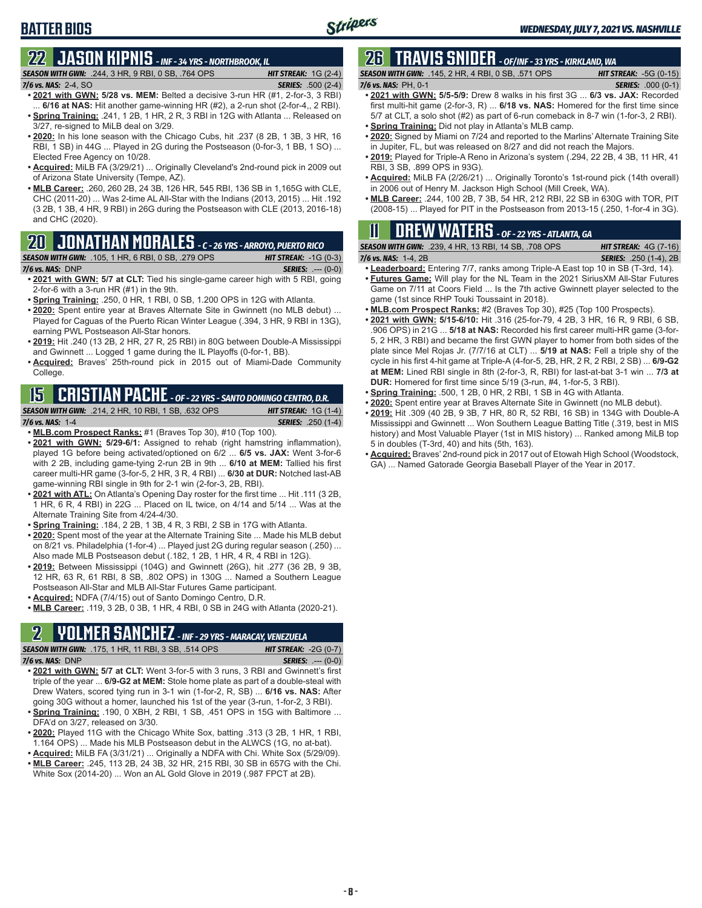# BATTER BIOS

## 22 JASON KIPNIS - INF - 34 YRS - NORTHBROOK, IL

**SEASON WITH GWN:** .244, 3 HR, 9 RBI, 0 SB, .764 OPS | **HIT STREAK:** 1G (2-4)
**7/6 vs. NAS:** 2-4, SO | **SERIES:** .500 (2-4)

- **2021 with GWN: 5/28 vs. MEM:** Belted a decisive 3-run HR (#1, 2-for-3, 3 RBI) ... **6/16 at NAS:** Hit another game-winning HR (#2), a 2-run shot (2-for-4,, 2 RBI).
- **Spring Training:** .241, 1 2B, 1 HR, 2 R, 3 RBI in 12G with Atlanta ... Released on 3/27, re-signed to MiLB deal on 3/29.
- **2020:** In his lone season with the Chicago Cubs, hit .237 (8 2B, 1 3B, 3 HR, 16 RBI, 1 SB) in 44G ... Played in 2G during the Postseason (0-for-3, 1 BB, 1 SO) ... Elected Free Agency on 10/28.
- **Acquired:** MiLB FA (3/29/21) ... Originally Cleveland's 2nd-round pick in 2009 out of Arizona State University (Tempe, AZ).
- **MLB Career:** .260, 260 2B, 24 3B, 126 HR, 545 RBI, 136 SB in 1,165G with CLE, CHC (2011-20) ... Was 2-time AL All-Star with the Indians (2013, 2015) ... Hit .192 (3 2B, 1 3B, 4 HR, 9 RBI) in 26G during the Postseason with CLE (2013, 2016-18) and CHC (2020).

## 20 JONATHAN MORALES - C - 26 YRS - ARROYO, PUERTO RICO

**SEASON WITH GWN:** .105, 1 HR, 6 RBI, 0 SB, .279 OPS | **HIT STREAK:** -1G (0-3)
**7/6 vs. NAS:** DNP | **SERIES:** .--- (0-0)

- **2021 with GWN: 5/7 at CLT:** Tied his single-game career high with 5 RBI, going 2-for-6 with a 3-run HR (#1) in the 9th.
- **Spring Training:** .250, 0 HR, 1 RBI, 0 SB, 1.200 OPS in 12G with Atlanta.
- **2020:** Spent entire year at Braves Alternate Site in Gwinnett (no MLB debut) ... Played for Caguas of the Puerto Rican Winter League (.394, 3 HR, 9 RBI in 13G), earning PWL Postseason All-Star honors.
- **2019:** Hit .240 (13 2B, 2 HR, 27 R, 25 RBI) in 80G between Double-A Mississippi and Gwinnett ... Logged 1 game during the IL Playoffs (0-for-1, BB).
- **Acquired:** Braves' 25th-round pick in 2015 out of Miami-Dade Community College.

## 15 CRISTIAN PACHE - OF - 22 YRS - SANTO DOMINGO CENTRO, D.R.

**SEASON WITH GWN:** .214, 2 HR, 10 RBI, 1 SB, .632 OPS | **HIT STREAK:** 1G (1-4)
**7/6 vs. NAS:** 1-4 | **SERIES:** .250 (1-4)

- **MLB.com Prospect Ranks:** #1 (Braves Top 30), #10 (Top 100).
- **2021 with GWN: 5/29-6/1:** Assigned to rehab (right hamstring inflammation), played 1G before being activated/optioned on 6/2 ... **6/5 vs. JAX:** Went 3-for-6 with 2 2B, including game-tying 2-run 2B in 9th ... **6/10 at MEM:** Tallied his first career multi-HR game (3-for-5, 2 HR, 3 R, 4 RBI) ... **6/30 at DUR:** Notched last-AB game-winning RBI single in 9th for 2-1 win (2-for-3, 2B, RBI).
- **2021 with ATL:** On Atlanta's Opening Day roster for the first time ... Hit .111 (3 2B, 1 HR, 6 R, 4 RBI) in 22G ... Placed on IL twice, on 4/14 and 5/14 ... Was at the Alternate Training Site from 4/24-4/30.
- **Spring Training:** .184, 2 2B, 1 3B, 4 R, 3 RBI, 2 SB in 17G with Atlanta.
- **2020:** Spent most of the year at the Alternate Training Site ... Made his MLB debut on 8/21 vs. Philadelphia (1-for-4) ... Played just 2G during regular season (.250) ... Also made MLB Postseason debut (.182, 1 2B, 1 HR, 4 R, 4 RBI in 12G).
- **2019:** Between Mississippi (104G) and Gwinnett (26G), hit .277 (36 2B, 9 3B, 12 HR, 63 R, 61 RBI, 8 SB, .802 OPS) in 130G ... Named a Southern League Postseason All-Star and MLB All-Star Futures Game participant.
- **Acquired:** NDFA (7/4/15) out of Santo Domingo Centro, D.R.
- **MLB Career:** .119, 3 2B, 0 3B, 1 HR, 4 RBI, 0 SB in 24G with Atlanta (2020-21).

## 2 YOLMER SANCHEZ - INF - 29 YRS - MARACAY, VENEZUELA

**SEASON WITH GWN:** .175, 1 HR, 11 RBI, 3 SB, .514 OPS | **HIT STREAK:** -2G (0-7)
**7/6 vs. NAS:** DNP | **SERIES:** .--- (0-0)

- **2021 with GWN: 5/7 at CLT:** Went 3-for-5 with 3 runs, 3 RBI and Gwinnett's first triple of the year ... **6/9-G2 at MEM:** Stole home plate as part of a double-steal with Drew Waters, scored tying run in 3-1 win (1-for-2, R, SB) ... **6/16 vs. NAS:** After going 30G without a homer, launched his 1st of the year (3-run, 1-for-2, 3 RBI).
- **Spring Training:** .190, 0 XBH, 2 RBI, 1 SB, .451 OPS in 15G with Baltimore ... DFA'd on 3/27, released on 3/30.
- **2020:** Played 11G with the Chicago White Sox, batting .313 (3 2B, 1 HR, 1 RBI, 1.164 OPS) ... Made his MLB Postseason debut in the ALWCS (1G, no at-bat).
- **Acquired:** MiLB FA (3/31/21) ... Originally a NDFA with Chi. White Sox (5/29/09).
- **MLB Career:** .245, 113 2B, 24 3B, 32 HR, 215 RBI, 30 SB in 657G with the Chi. White Sox (2014-20) ... Won an AL Gold Glove in 2019 (.987 FPCT at 2B).

## 26 TRAVIS SNIDER - OF/INF - 33 YRS - KIRKLAND, WA

**SEASON WITH GWN:** .145, 2 HR, 4 RBI, 0 SB, .571 OPS | **HIT STREAK:** -5G (0-15)
**7/6 vs. NAS:** PH, 0-1 | **SERIES:** .000 (0-1)

- **2021 with GWN: 5/5-5/9:** Drew 8 walks in his first 3G ... **6/3 vs. JAX:** Recorded first multi-hit game (2-for-3, R) ... **6/18 vs. NAS:** Homered for the first time since 5/7 at CLT, a solo shot (#2) as part of 6-run comeback in 8-7 win (1-for-3, 2 RBI).
- **Spring Training:** Did not play in Atlanta's MLB camp.
- **2020:** Signed by Miami on 7/24 and reported to the Marlins' Alternate Training Site in Jupiter, FL, but was released on 8/27 and did not reach the Majors.
- **2019:** Played for Triple-A Reno in Arizona's system (.294, 22 2B, 4 3B, 11 HR, 41 RBI, 3 SB, .899 OPS in 93G).
- **Acquired:** MiLB FA (2/26/21) ... Originally Toronto's 1st-round pick (14th overall) in 2006 out of Henry M. Jackson High School (Mill Creek, WA).
- **MLB Career:** .244, 100 2B, 7 3B, 54 HR, 212 RBI, 22 SB in 630G with TOR, PIT (2008-15) ... Played for PIT in the Postseason from 2013-15 (.250, 1-for-4 in 3G).

## 11 DREW WATERS - OF - 22 YRS - ATLANTA, GA

**SEASON WITH GWN:** .239, 4 HR, 13 RBI, 14 SB, .708 OPS | **HIT STREAK:** 4G (7-16)
**7/6 vs. NAS:** 1-4, 2B | **SERIES:** .250 (1-4), 2B

- **Leaderboard:** Entering 7/7, ranks among Triple-A East top 10 in SB (T-3rd, 14).
- **Futures Game:** Will play for the NL Team in the 2021 SiriusXM All-Star Futures Game on 7/11 at Coors Field ... Is the 7th active Gwinnett player selected to the game (1st since RHP Touki Toussaint in 2018).
- **MLB.com Prospect Ranks:** #2 (Braves Top 30), #25 (Top 100 Prospects).
- **2021 with GWN: 5/15-6/10:** Hit .316 (25-for-79, 4 2B, 3 HR, 16 R, 9 RBI, 6 SB, .906 OPS) in 21G ... **5/18 at NAS:** Recorded his first career multi-HR game (3-for-5, 2 HR, 3 RBI) and became the first GWN player to homer from both sides of the plate since Mel Rojas Jr. (7/7/16 at CLT) ... **5/19 at NAS:** Fell a triple shy of the cycle in his first 4-hit game at Triple-A (4-for-5, 2B, HR, 2 R, 2 RBI, 2 SB) ... **6/9-G2 at MEM:** Lined RBI single in 8th (2-for-3, R, RBI) for last-at-bat 3-1 win ... **7/3 at DUR:** Homered for first time since 5/19 (3-run, #4, 1-for-5, 3 RBI).
- **Spring Training:** .500, 1 2B, 0 HR, 2 RBI, 1 SB in 4G with Atlanta.
- **2020:** Spent entire year at Braves Alternate Site in Gwinnett (no MLB debut).
- **2019:** Hit .309 (40 2B, 9 3B, 7 HR, 80 R, 52 RBI, 16 SB) in 134G with Double-A Mississippi and Gwinnett ... Won Southern League Batting Title (.319, best in MIS history) and Most Valuable Player (1st in MIS history) ... Ranked among MiLB top 5 in doubles (T-3rd, 40) and hits (5th, 163).
- **Acquired:** Braves' 2nd-round pick in 2017 out of Etowah High School (Woodstock, GA) ... Named Gatorade Georgia Baseball Player of the Year in 2017.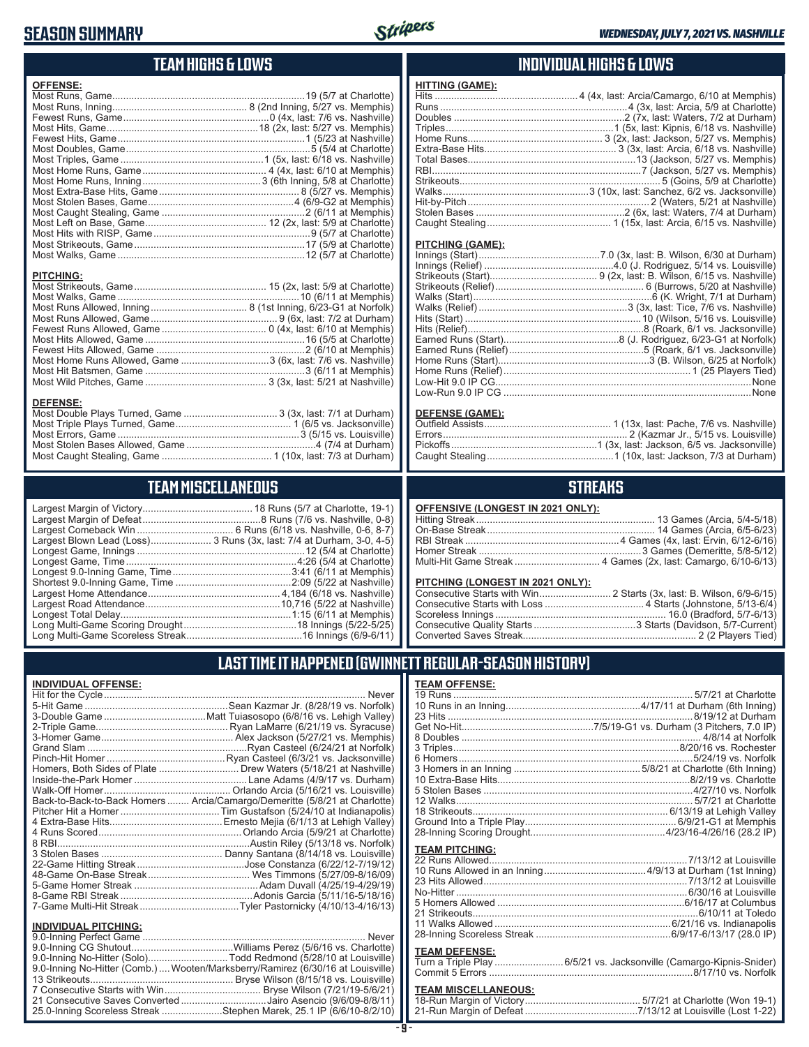# SEASON SUMMARY

WEDNESDAY, JULY 7, 2021 VS. NASHVILLE

## TEAM HIGHS & LOWS

**OFFENSE:**

| | |
|---|---|
| Most Runs, Game | 19 (5/7 at Charlotte) |
| Most Runs, Inning | 8 (2nd Inning, 5/27 vs. Memphis) |
| Fewest Runs, Game | 0 (4x, last: 7/6 vs. Nashville) |
| Most Hits, Game | 18 (2x, last: 5/27 vs. Memphis) |
| Fewest Hits, Game | 1 (5/23 at Nashville) |
| Most Doubles, Game | 5 (5/4 at Charlotte) |
| Most Triples, Game | 1 (5x, last: 6/18 vs. Nashville) |
| Most Home Runs, Game | 4 (4x, last: 6/10 at Memphis) |
| Most Home Runs, Inning | 3 (6th Inning, 5/8 at Charlotte) |
| Most Extra-Base Hits, Game | 8 (5/27 vs. Memphis) |
| Most Stolen Bases, Game | 4 (6/9-G2 at Memphis) |
| Most Caught Stealing, Game | 2 (6/11 at Memphis) |
| Most Left on Base, Game | 12 (2x, last: 5/9 at Charlotte) |
| Most Hits with RISP, Game | 9 (5/7 at Charlotte) |
| Most Strikeouts, Game | 17 (5/9 at Charlotte) |
| Most Walks, Game | 12 (5/7 at Charlotte) |

**PITCHING:**

| | |
|---|---|
| Most Strikeouts, Game | 15 (2x, last: 5/9 at Charlotte) |
| Most Walks, Game | 10 (6/11 at Memphis) |
| Most Runs Allowed, Inning | 8 (1st Inning, 6/23-G1 at Norfolk) |
| Most Runs Allowed, Game | 9 (6x, last: 7/2 at Durham) |
| Fewest Runs Allowed, Game | 0 (4x, last: 6/10 at Memphis) |
| Most Hits Allowed, Game | 16 (5/5 at Charlotte) |
| Fewest Hits Allowed, Game | 2 (6/10 at Memphis) |
| Most Home Runs Allowed, Game | 3 (6x, last: 7/6 vs. Nashville) |
| Most Hit Batsmen, Game | 3 (6/11 at Memphis) |
| Most Wild Pitches, Game | 3 (3x, last: 5/21 at Nashville) |

**DEFENSE:**

| | |
|---|---|
| Most Double Plays Turned, Game | 3 (3x, last: 7/1 at Durham) |
| Most Triple Plays Turned, Game | 1 (6/5 vs. Jacksonville) |
| Most Errors, Game | 3 (5/15 vs. Louisville) |
| Most Stolen Bases Allowed, Game | 4 (7/4 at Durham) |
| Most Caught Stealing, Game | 1 (10x, last: 7/3 at Durham) |

## INDIVIDUAL HIGHS & LOWS

**HITTING (GAME):**

| | |
|---|---|
| Hits | 4 (4x, last: Arcia/Camargo, 6/10 at Memphis) |
| Runs | 4 (3x, last: Arcia, 5/9 at Charlotte) |
| Doubles | 2 (7x, last: Waters, 7/2 at Durham) |
| Triples | 1 (5x, last: Kipnis, 6/18 vs. Nashville) |
| Home Runs | 3 (2x, last: Jackson, 5/27 vs. Memphis) |
| Extra-Base Hits | 3 (3x, last: Arcia, 6/18 vs. Nashville) |
| Total Bases | 13 (Jackson, 5/27 vs. Memphis) |
| RBI | 7 (Jackson, 5/27 vs. Memphis) |
| Strikeouts | 5 (Goins, 5/9 at Charlotte) |
| Walks | 3 (10x, last: Sanchez, 6/2 vs. Jacksonville) |
| Hit-by-Pitch | 2 (Waters, 5/21 at Nashville) |
| Stolen Bases | 2 (6x, last: Waters, 7/4 at Durham) |
| Caught Stealing | 1 (15x, last: Arcia, 6/15 vs. Nashville) |

**PITCHING (GAME):**

| | |
|---|---|
| Innings (Start) | 7.0 (3x, last: B. Wilson, 6/30 at Durham) |
| Innings (Relief) | 4.0 (J. Rodriguez, 5/14 vs. Louisville) |
| Strikeouts (Start) | 9 (2x, last: B. Wilson, 6/15 vs. Nashville) |
| Strikeouts (Relief) | 6 (Burrows, 5/20 at Nashville) |
| Walks (Start) | 6 (K. Wright, 7/1 at Durham) |
| Walks (Relief) | 3 (5x, last: Tice, 7/6 vs. Nashville) |
| Hits (Start) | 10 (Wilson, 5/16 vs. Louisville) |
| Hits (Relief) | 8 (Roark, 6/1 vs. Jacksonville) |
| Earned Runs (Start) | 8 (J. Rodriguez, 6/23-G1 at Norfolk) |
| Earned Runs (Relief) | 5 (Roark, 6/1 vs. Jacksonville) |
| Home Runs (Start) | 3 (B. Wilson, 6/25 at Norfolk) |
| Home Runs (Relief) | 1 (25 Players Tied) |
| Low-Hit 9.0 IP CG | None |
| Low-Run 9.0 IP CG | None |

**DEFENSE (GAME):**

| | |
|---|---|
| Outfield Assists | 1 (13x, last: Pache, 7/6 vs. Nashville) |
| Errors | 2 (Kazmar Jr., 5/15 vs. Louisville) |
| Pickoffs | 1 (3x, last: Jackson, 6/5 vs. Jacksonville) |
| Caught Stealing | 1 (10x, last: Jackson, 7/3 at Durham) |

## TEAM MISCELLANEOUS

| | |
|---|---|
| Largest Margin of Victory | 18 Runs (5/7 at Charlotte, 19-1) |
| Largest Margin of Defeat | 8 Runs (7/6 vs. Nashville, 0-8) |
| Largest Comeback Win | 6 Runs (6/18 vs. Nashville, 0-6, 8-7) |
| Largest Blown Lead (Loss) | 3 Runs (3x, last: 7/4 at Durham, 3-0, 4-5) |
| Longest Game, Innings | 12 (5/4 at Charlotte) |
| Longest Game, Time | 4:26 (5/4 at Charlotte) |
| Longest 9.0-Inning Game, Time | 3:41 (6/11 at Memphis) |
| Shortest 9.0-Inning Game, Time | 2:09 (5/22 at Nashville) |
| Largest Home Attendance | 4,184 (6/18 vs. Nashville) |
| Largest Road Attendance | 10,716 (5/22 at Nashville) |
| Longest Total Delay | 1:15 (6/11 at Memphis) |
| Long Multi-Game Scoring Drought | 18 Innings (5/22-5/25) |
| Long Multi-Game Scoreless Streak | 16 Innings (6/9-6/11) |

## STREAKS

**OFFENSIVE (LONGEST IN 2021 ONLY):**

| | |
|---|---|
| Hitting Streak | 13 Games (Arcia, 5/4-5/18) |
| On-Base Streak | 14 Games (Arcia, 6/5-6/23) |
| RBI Streak | 4 Games (4x, last: Ervin, 6/12-6/16) |
| Homer Streak | 3 Games (Demeritte, 5/8-5/12) |
| Multi-Hit Game Streak | 4 Games (2x, last: Camargo, 6/10-6/13) |

**PITCHING (LONGEST IN 2021 ONLY):**

| | |
|---|---|
| Consecutive Starts with Win | 2 Starts (3x, last: B. Wilson, 6/9-6/15) |
| Consecutive Starts with Loss | 4 Starts (Johnstone, 5/13-6/4) |
| Scoreless Innings | 16.0 (Bradford, 5/7-6/13) |
| Consecutive Quality Starts | 3 Starts (Davidson, 5/7-Current) |
| Converted Saves Streak | 2 (2 Players Tied) |

## LAST TIME IT HAPPENED (GWINNETT REGULAR-SEASON HISTORY)

**INDIVIDUAL OFFENSE:**

| | |
|---|---|
| Hit for the Cycle | Never |
| 5-Hit Game | Sean Kazmar Jr. (8/28/19 vs. Norfolk) |
| 3-Double Game | Matt Tuiasosopo (6/8/16 vs. Lehigh Valley) |
| 2-Triple Game | Ryan LaMarre (6/21/19 vs. Syracuse) |
| 3-Homer Game | Alex Jackson (5/27/21 vs. Memphis) |
| Grand Slam | Ryan Casteel (6/24/21 at Norfolk) |
| Pinch-Hit Homer | Ryan Casteel (6/3/21 vs. Jacksonville) |
| Homers, Both Sides of Plate | Drew Waters (5/18/21 at Nashville) |
| Inside-the-Park Homer | Lane Adams (4/9/17 vs. Durham) |
| Walk-Off Homer | Orlando Arcia (5/16/21 vs. Louisville) |
| Back-to-Back-to-Back Homers | Arcia/Camargo/Demeritte (5/8/21 at Charlotte) |
| Pitcher Hit a Homer | Tim Gustafson (5/24/10 at Indianapolis) |
| 4 Extra-Base Hits | Ernesto Mejia (6/1/13 at Lehigh Valley) |
| 4 Runs Scored | Orlando Arcia (5/9/21 at Charlotte) |
| 8 RBI | Austin Riley (5/13/18 vs. Norfolk) |
| 3 Stolen Bases | Danny Santana (8/14/18 vs. Louisville) |
| 22-Game Hitting Streak | Jose Constanza (6/22/12-7/19/12) |
| 48-Game On-Base Streak | Wes Timmons (5/27/09-8/16/09) |
| 5-Game Homer Streak | Adam Duvall (4/25/19-4/29/19) |
| 8-Game RBI Streak | Adonis Garcia (5/11/16-5/18/16) |
| 7-Game Multi-Hit Streak | Tyler Pastornicky (4/10/13-4/16/13) |

**INDIVIDUAL PITCHING:**

| | |
|---|---|
| 9.0-Inning Perfect Game | Never |
| 9.0-Inning CG Shutout | Williams Perez (5/6/16 vs. Charlotte) |
| 9.0-Inning No-Hitter (Solo) | Todd Redmond (5/28/10 at Louisville) |
| 9.0-Inning No-Hitter (Comb.) | Wooten/Marksberry/Ramirez (6/30/16 at Louisville) |
| 13 Strikeouts | Bryse Wilson (8/15/18 vs. Louisville) |
| 7 Consecutive Starts with Win | Bryse Wilson (7/21/19-5/6/21) |
| 21 Consecutive Saves Converted | Jairo Asencio (9/6/09-8/8/11) |
| 25.0-Inning Scoreless Streak | Stephen Marek, 25.1 IP (6/6/10-8/2/10) |

**TEAM OFFENSE:**

| | |
|---|---|
| 19 Runs | 5/7/21 at Charlotte |
| 10 Runs in an Inning | 4/17/11 at Durham (6th Inning) |
| 23 Hits | 8/19/12 at Durham |
| Get No-Hit | 7/5/19-G1 vs. Durham (3 Pitchers, 7.0 IP) |
| 8 Doubles | 4/8/14 at Norfolk |
| 3 Triples | 8/20/16 vs. Rochester |
| 6 Homers | 5/24/19 vs. Norfolk |
| 3 Homers in an Inning | 5/8/21 at Charlotte (6th Inning) |
| 10 Extra-Base Hits | 8/2/19 vs. Charlotte |
| 5 Stolen Bases | 4/27/10 vs. Norfolk |
| 12 Walks | 5/7/21 at Charlotte |
| 18 Strikeouts | 6/13/19 at Lehigh Valley |
| Ground Into a Triple Play | 6/9/21-G1 at Memphis |
| 28-Inning Scoring Drought | 4/23/16-4/26/16 (28.2 IP) |

**TEAM PITCHING:**

| | |
|---|---|
| 22 Runs Allowed | 7/13/12 at Louisville |
| 10 Runs Allowed in an Inning | 4/9/13 at Durham (1st Inning) |
| 23 Hits Allowed | 7/13/12 at Louisville |
| No-Hitter | 6/30/16 at Louisville |
| 5 Homers Allowed | 6/16/17 at Columbus |
| 21 Strikeouts | 6/10/11 at Toledo |
| 11 Walks Allowed | 6/21/16 vs. Indianapolis |
| 28-Inning Scoreless Streak | 6/9/17-6/13/17 (28.0 IP) |

**TEAM DEFENSE:**

| | |
|---|---|
| Turn a Triple Play | 6/5/21 vs. Jacksonville (Camargo-Kipnis-Snider) |
| Commit 5 Errors | 8/17/10 vs. Norfolk |

**TEAM MISCELLANEOUS:**

| | |
|---|---|
| 18-Run Margin of Victory | 5/7/21 at Charlotte (Won 19-1) |
| 21-Run Margin of Defeat | 7/13/12 at Louisville (Lost 1-22) |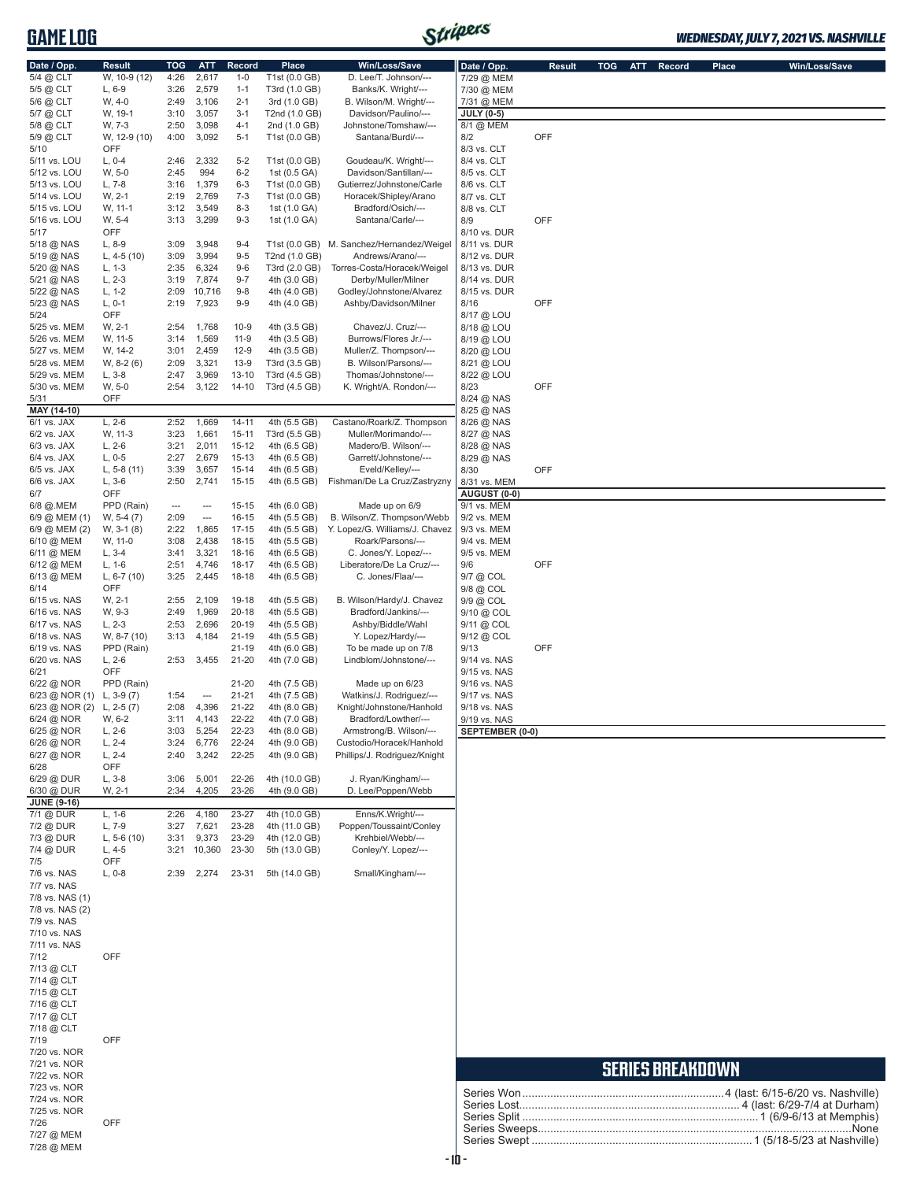# GAME LOG

*WEDNESDAY, JULY 7, 2021 VS. NASHVILLE*

| Date / Opp. | Result | TOG | ATT | Record | Place | Win/Loss/Save |
|---|---|---|---|---|---|---|
| 5/4 @ CLT | W, 10-9 (12) | 4:26 | 2,617 | 1-0 | T1st (0.0 GB) | D. Lee/T. Johnson/--- |
| 5/5 @ CLT | L, 6-9 | 3:26 | 2,579 | 1-1 | T3rd (1.0 GB) | Banks/K. Wright/--- |
| 5/6 @ CLT | W, 4-0 | 2:49 | 3,106 | 2-1 | 3rd (1.0 GB) | B. Wilson/M. Wright/--- |
| 5/7 @ CLT | W, 19-1 | 3:10 | 3,057 | 3-1 | T2nd (1.0 GB) | Davidson/Paulino/--- |
| 5/8 @ CLT | W, 7-3 | 2:50 | 3,098 | 4-1 | 2nd (1.0 GB) | Johnstone/Tomshaw/--- |
| 5/9 @ CLT | W, 12-9 (10) | 4:00 | 3,092 | 5-1 | T1st (0.0 GB) | Santana/Burdi/--- |
| 5/10 | OFF | | | | | |
| 5/11 vs. LOU | L, 0-4 | 2:46 | 2,332 | 5-2 | T1st (0.0 GB) | Goudeau/K. Wright/--- |
| 5/12 vs. LOU | W, 5-0 | 2:45 | 994 | 6-2 | 1st (0.5 GA) | Davidson/Santillan/--- |
| 5/13 vs. LOU | L, 7-8 | 3:16 | 1,379 | 6-3 | T1st (0.0 GB) | Gutierrez/Johnstone/Carle |
| 5/14 vs. LOU | W, 2-1 | 2:19 | 2,769 | 7-3 | T1st (0.0 GB) | Horacek/Shipley/Arano |
| 5/15 vs. LOU | W, 11-1 | 3:12 | 3,549 | 8-3 | 1st (1.0 GA) | Bradford/Osich/--- |
| 5/16 vs. LOU | W, 5-4 | 3:13 | 3,299 | 9-3 | 1st (1.0 GA) | Santana/Carle/--- |
| 5/17 | OFF | | | | | |
| 5/18 @ NAS | L, 8-9 | 3:09 | 3,948 | 9-4 | T1st (0.0 GB) | M. Sanchez/Hernandez/Weigel |
| 5/19 @ NAS | L, 4-5 (10) | 3:09 | 3,994 | 9-5 | T2nd (1.0 GB) | Andrews/Arano/--- |
| 5/20 @ NAS | L, 1-3 | 2:35 | 6,324 | 9-6 | T3rd (2.0 GB) | Torres-Costa/Horacek/Weigel |
| 5/21 @ NAS | L, 2-3 | 3:19 | 7,874 | 9-7 | 4th (3.0 GB) | Derby/Muller/Milner |
| 5/22 @ NAS | L, 1-2 | 2:09 | 10,716 | 9-8 | 4th (4.0 GB) | Godley/Johnstone/Alvarez |
| 5/23 @ NAS | L, 0-1 | 2:19 | 7,923 | 9-9 | 4th (4.0 GB) | Ashby/Davidson/Milner |
| 5/24 | OFF | | | | | |
| 5/25 vs. MEM | W, 2-1 | 2:54 | 1,768 | 10-9 | 4th (3.5 GB) | Chavez/J. Cruz/--- |
| 5/26 vs. MEM | W, 11-5 | 3:14 | 1,569 | 11-9 | 4th (3.5 GB) | Burrows/Flores Jr./--- |
| 5/27 vs. MEM | W, 14-2 | 3:01 | 2,459 | 12-9 | 4th (3.5 GB) | Muller/Z. Thompson/--- |
| 5/28 vs. MEM | W, 8-2 (6) | 2:09 | 3,321 | 13-9 | T3rd (3.5 GB) | B. Wilson/Parsons/--- |
| 5/29 vs. MEM | L, 3-8 | 2:47 | 3,969 | 13-10 | T3rd (4.5 GB) | Thomas/Johnstone/--- |
| 5/30 vs. MEM | W, 5-0 | 2:54 | 3,122 | 14-10 | T3rd (4.5 GB) | K. Wright/A. Rondon/--- |
| 5/31 | OFF | | | | | |
| **MAY (14-10)** | | | | | | |
| 6/1 vs. JAX | L, 2-6 | 2:52 | 1,669 | 14-11 | 4th (5.5 GB) | Castano/Roark/Z. Thompson |
| 6/2 vs. JAX | W, 11-3 | 3:23 | 1,661 | 15-11 | T3rd (5.5 GB) | Muller/Morimando/--- |
| 6/3 vs. JAX | L, 2-6 | 3:21 | 2,011 | 15-12 | 4th (6.5 GB) | Madero/B. Wilson/--- |
| 6/4 vs. JAX | L, 0-5 | 2:27 | 2,679 | 15-13 | 4th (6.5 GB) | Garrett/Johnstone/--- |
| 6/5 vs. JAX | L, 5-8 (11) | 3:39 | 3,657 | 15-14 | 4th (6.5 GB) | Eveld/Kelley/--- |
| 6/6 vs. JAX | L, 3-6 | 2:50 | 2,741 | 15-15 | 4th (6.5 GB) | Fishman/De La Cruz/Zastryzny |
| 6/7 | OFF | | | | | |
| 6/8 @ MEM | PPD (Rain) | --- | --- | 15-15 | 4th (6.0 GB) | Made up on 6/9 |
| 6/9 @ MEM (1) | W, 5-4 (7) | 2:09 | --- | 16-15 | 4th (5.5 GB) | B. Wilson/Z. Thompson/Webb |
| 6/9 @ MEM (2) | W, 3-1 (8) | 2:22 | 1,865 | 17-15 | 4th (5.5 GB) | Y. Lopez/G. Williams/J. Chavez |
| 6/10 @ MEM | W, 11-0 | 3:08 | 2,438 | 18-15 | 4th (5.5 GB) | Roark/Parsons/--- |
| 6/11 @ MEM | L, 3-4 | 3:41 | 3,321 | 18-16 | 4th (6.5 GB) | C. Jones/Y. Lopez/--- |
| 6/12 @ MEM | L, 1-6 | 2:51 | 4,746 | 18-17 | 4th (6.5 GB) | Liberatore/De La Cruz/--- |
| 6/13 @ MEM | L, 6-7 (10) | 3:25 | 2,445 | 18-18 | 4th (6.5 GB) | C. Jones/Flaa/--- |
| 6/14 | OFF | | | | | |
| 6/15 vs. NAS | W, 2-1 | 2:55 | 2,109 | 19-18 | 4th (5.5 GB) | B. Wilson/Hardy/J. Chavez |
| 6/16 vs. NAS | W, 9-3 | 2:49 | 1,969 | 20-18 | 4th (5.5 GB) | Bradford/Jankins/--- |
| 6/17 vs. NAS | L, 2-3 | 2:53 | 2,696 | 20-19 | 4th (5.5 GB) | Ashby/Biddle/Wahl |
| 6/18 vs. NAS | W, 8-7 (10) | 3:13 | 4,184 | 21-19 | 4th (5.5 GB) | Y. Lopez/Hardy/--- |
| 6/19 vs. NAS | PPD (Rain) | | | 21-19 | 4th (6.0 GB) | To be made up on 7/8 |
| 6/20 vs. NAS | L, 2-6 | 2:53 | 3,455 | 21-20 | 4th (7.0 GB) | Lindblom/Johnstone/--- |
| 6/21 | OFF | | | | | |
| 6/22 @ NOR | PPD (Rain) | | | 21-20 | 4th (7.5 GB) | Made up on 6/23 |
| 6/23 @ NOR (1) | L, 3-9 (7) | 1:54 | --- | 21-21 | 4th (7.5 GB) | Watkins/J. Rodriguez/--- |
| 6/23 @ NOR (2) | L, 2-5 (7) | 2:08 | 4,396 | 21-22 | 4th (8.0 GB) | Knight/Johnstone/Hanhold |
| 6/24 @ NOR | W, 6-2 | 3:11 | 4,143 | 22-22 | 4th (7.0 GB) | Bradford/Lowther/--- |
| 6/25 @ NOR | L, 2-6 | 3:03 | 5,254 | 22-23 | 4th (8.0 GB) | Armstrong/B. Wilson/--- |
| 6/26 @ NOR | L, 2-4 | 3:24 | 6,776 | 22-24 | 4th (9.0 GB) | Custodio/Horacek/Hanhold |
| 6/27 @ NOR | L, 2-4 | 2:40 | 3,242 | 22-25 | 4th (9.0 GB) | Phillips/J. Rodriguez/Knight |
| 6/28 | OFF | | | | | |
| 6/29 @ DUR | L, 3-8 | 3:06 | 5,001 | 22-26 | 4th (10.0 GB) | J. Ryan/Kingham/--- |
| 6/30 @ DUR | W, 2-1 | 2:34 | 4,205 | 23-26 | 4th (9.0 GB) | D. Lee/Poppen/Webb |
| **JUNE (9-16)** | | | | | | |
| 7/1 @ DUR | L, 1-6 | 2:26 | 4,180 | 23-27 | 4th (10.0 GB) | Enns/K.Wright/--- |
| 7/2 @ DUR | L, 7-9 | 3:27 | 7,621 | 23-28 | 4th (11.0 GB) | Poppen/Toussaint/Conley |
| 7/3 @ DUR | L, 5-6 (10) | 3:31 | 9,373 | 23-29 | 4th (12.0 GB) | Krehbiel/Webb/--- |
| 7/4 @ DUR | L, 4-5 | 3:21 | 10,360 | 23-30 | 5th (13.0 GB) | Conley/Y. Lopez/--- |
| 7/5 | OFF | | | | | |
| 7/6 vs. NAS | L, 0-8 | 2:39 | 2,274 | 23-31 | 5th (14.0 GB) | Small/Kingham/--- |
| 7/7 vs. NAS | | | | | | |
| 7/8 vs. NAS (1) | | | | | | |
| 7/8 vs. NAS (2) | | | | | | |
| 7/9 vs. NAS | | | | | | |
| 7/10 vs. NAS | | | | | | |
| 7/11 vs. NAS | | | | | | |
| 7/12 | OFF | | | | | |
| 7/13 @ CLT | | | | | | |
| 7/14 @ CLT | | | | | | |
| 7/15 @ CLT | | | | | | |
| 7/16 @ CLT | | | | | | |
| 7/17 @ CLT | | | | | | |
| 7/18 @ CLT | | | | | | |
| 7/19 | OFF | | | | | |
| 7/20 vs. NOR | | | | | | |
| 7/21 vs. NOR | | | | | | |
| 7/22 vs. NOR | | | | | | |
| 7/23 vs. NOR | | | | | | |
| 7/24 vs. NOR | | | | | | |
| 7/25 vs. NOR | | | | | | |
| 7/26 | OFF | | | | | |
| 7/27 @ MEM | | | | | | |
| 7/28 @ MEM | | | | | | |
| 7/29 @ MEM | | | | | | |
| 7/30 @ MEM | | | | | | |
| 7/31 @ MEM | | | | | | |
| **JULY (0-5)** | | | | | | |
| 8/1 @ MEM | | | | | | |
| 8/2 | OFF | | | | | |
| 8/3 vs. CLT | | | | | | |
| 8/4 vs. CLT | | | | | | |
| 8/5 vs. CLT | | | | | | |
| 8/6 vs. CLT | | | | | | |
| 8/7 vs. CLT | | | | | | |
| 8/8 vs. CLT | | | | | | |
| 8/9 | OFF | | | | | |
| 8/10 vs. DUR | | | | | | |
| 8/11 vs. DUR | | | | | | |
| 8/12 vs. DUR | | | | | | |
| 8/13 vs. DUR | | | | | | |
| 8/14 vs. DUR | | | | | | |
| 8/15 vs. DUR | | | | | | |
| 8/16 | OFF | | | | | |
| 8/17 @ LOU | | | | | | |
| 8/18 @ LOU | | | | | | |
| 8/19 @ LOU | | | | | | |
| 8/20 @ LOU | | | | | | |
| 8/21 @ LOU | | | | | | |
| 8/22 @ LOU | | | | | | |
| 8/23 | OFF | | | | | |
| 8/24 @ NAS | | | | | | |
| 8/25 @ NAS | | | | | | |
| 8/26 @ NAS | | | | | | |
| 8/27 @ NAS | | | | | | |
| 8/28 @ NAS | | | | | | |
| 8/29 @ NAS | | | | | | |
| 8/30 | OFF | | | | | |
| 8/31 vs. MEM | | | | | | |
| **AUGUST (0-0)** | | | | | | |
| 9/1 vs. MEM | | | | | | |
| 9/2 vs. MEM | | | | | | |
| 9/3 vs. MEM | | | | | | |
| 9/4 vs. MEM | | | | | | |
| 9/5 vs. MEM | | | | | | |
| 9/6 | OFF | | | | | |
| 9/7 @ COL | | | | | | |
| 9/8 @ COL | | | | | | |
| 9/9 @ COL | | | | | | |
| 9/10 @ COL | | | | | | |
| 9/11 @ COL | | | | | | |
| 9/12 @ COL | | | | | | |
| 9/13 | OFF | | | | | |
| 9/14 vs. NAS | | | | | | |
| 9/15 vs. NAS | | | | | | |
| 9/16 vs. NAS | | | | | | |
| 9/17 vs. NAS | | | | | | |
| 9/18 vs. NAS | | | | | | |
| 9/19 vs. NAS | | | | | | |
| **SEPTEMBER (0-0)** | | | | | | |

## SERIES BREAKDOWN

Series Won.......................4 (last: 6/15-6/20 vs. Nashville)
Series Lost.......................4 (last: 6/29-7/4 at Durham)
Series Split.......................1 (6/9-6/13 at Memphis)
Series Sweeps.......................None
Series Swept.......................1 (5/18-5/23 at Nashville)